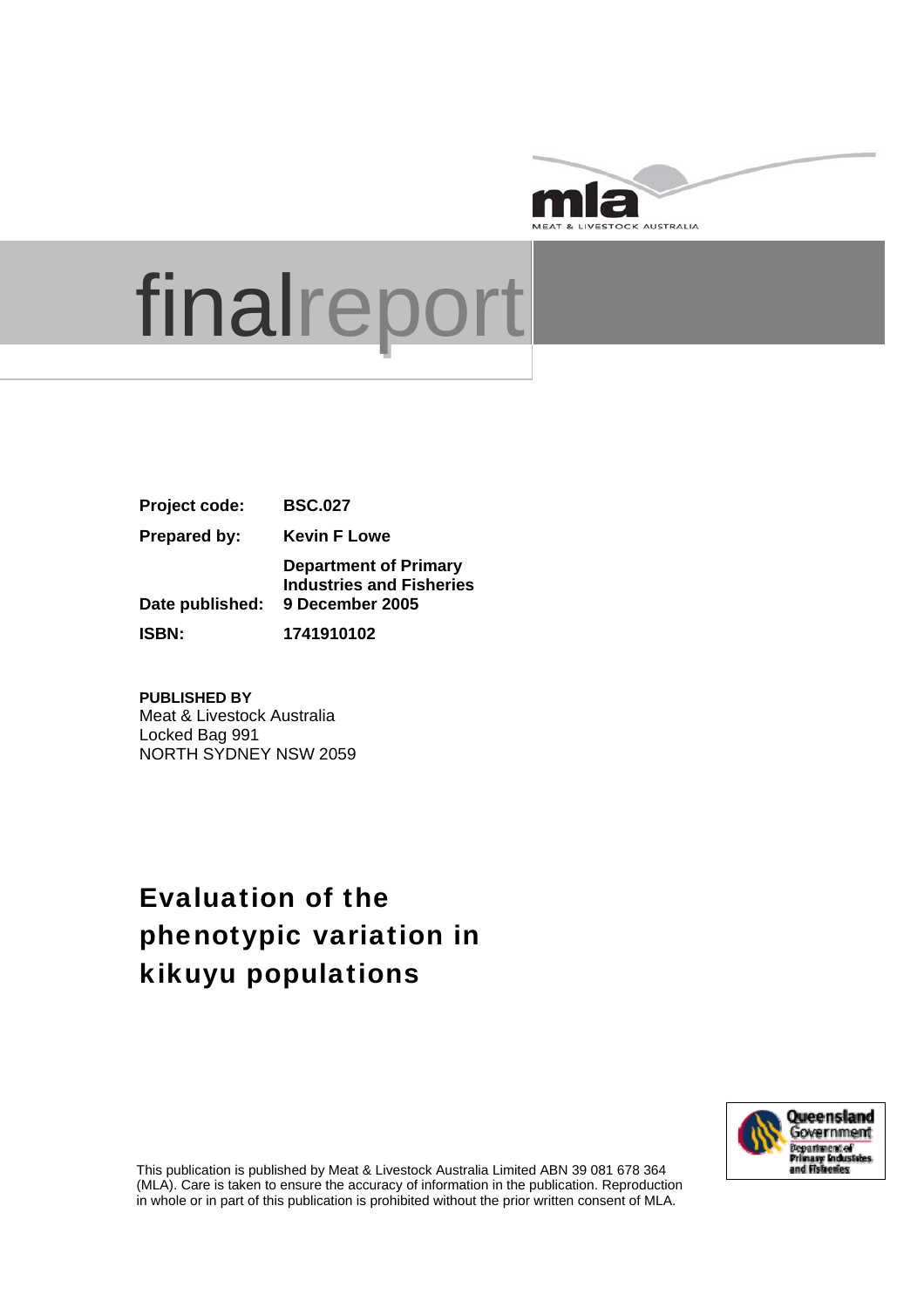final report

| | |
|---|---|
| **Project code:** | **BSC.027** |
| **Prepared by:** | **Kevin F Lowe** |
| | **Department of Primary Industries and Fisheries** |
| **Date published:** | **9 December 2005** |
| **ISBN:** | **1741910102** |

**PUBLISHED BY**
Meat & Livestock Australia
Locked Bag 991
NORTH SYDNEY NSW 2059

# Evaluation of the phenotypic variation in kikuyu populations

This publication is published by Meat & Livestock Australia Limited ABN 39 081 678 364 (MLA). Care is taken to ensure the accuracy of information in the publication. Reproduction in whole or in part of this publication is prohibited without the prior written consent of MLA.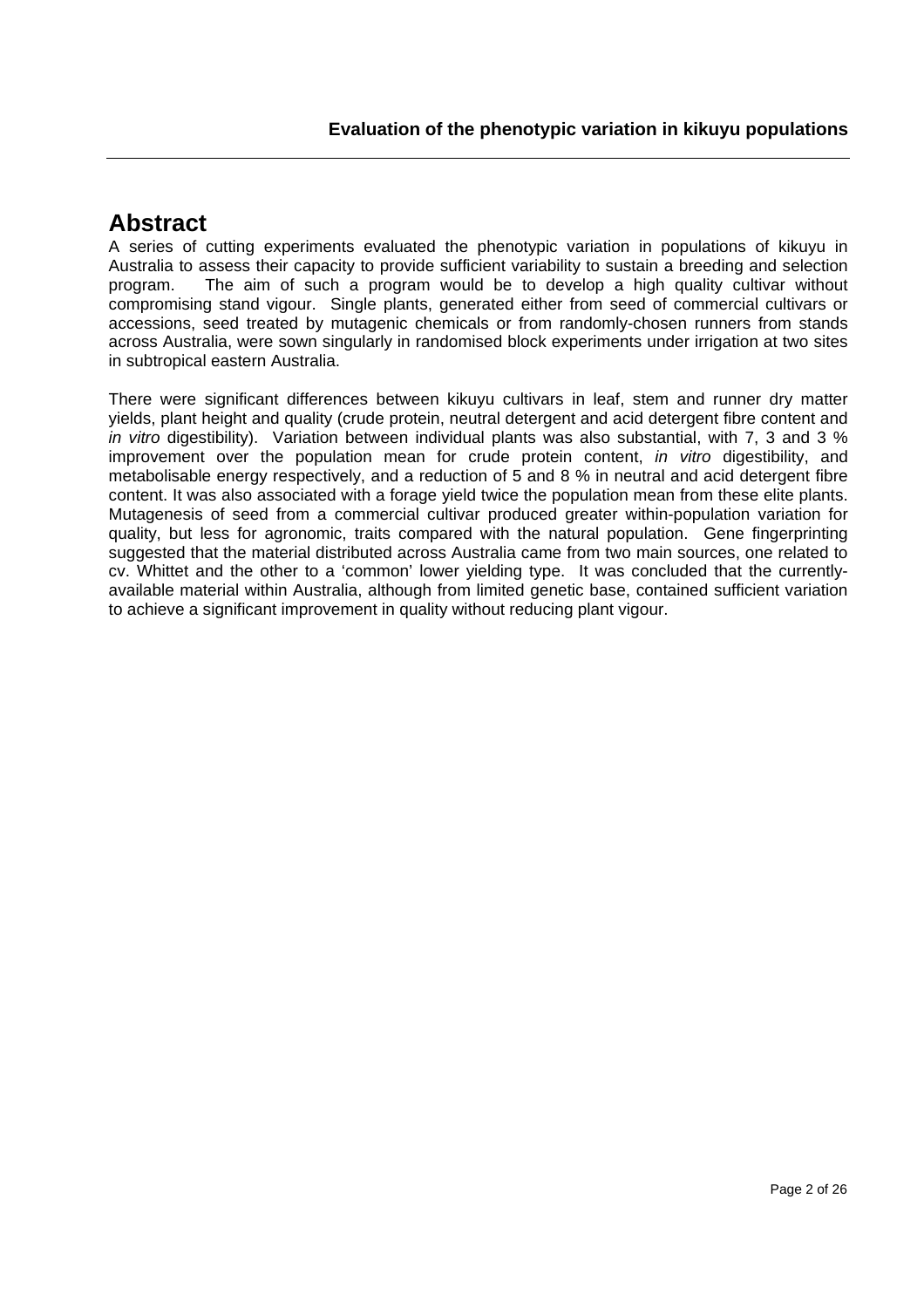# Abstract

A series of cutting experiments evaluated the phenotypic variation in populations of kikuyu in Australia to assess their capacity to provide sufficient variability to sustain a breeding and selection program. The aim of such a program would be to develop a high quality cultivar without compromising stand vigour. Single plants, generated either from seed of commercial cultivars or accessions, seed treated by mutagenic chemicals or from randomly-chosen runners from stands across Australia, were sown singularly in randomised block experiments under irrigation at two sites in subtropical eastern Australia.

There were significant differences between kikuyu cultivars in leaf, stem and runner dry matter yields, plant height and quality (crude protein, neutral detergent and acid detergent fibre content and *in vitro* digestibility). Variation between individual plants was also substantial, with 7, 3 and 3 % improvement over the population mean for crude protein content, *in vitro* digestibility, and metabolisable energy respectively, and a reduction of 5 and 8 % in neutral and acid detergent fibre content. It was also associated with a forage yield twice the population mean from these elite plants. Mutagenesis of seed from a commercial cultivar produced greater within-population variation for quality, but less for agronomic, traits compared with the natural population. Gene fingerprinting suggested that the material distributed across Australia came from two main sources, one related to cv. Whittet and the other to a 'common' lower yielding type. It was concluded that the currently-available material within Australia, although from limited genetic base, contained sufficient variation to achieve a significant improvement in quality without reducing plant vigour.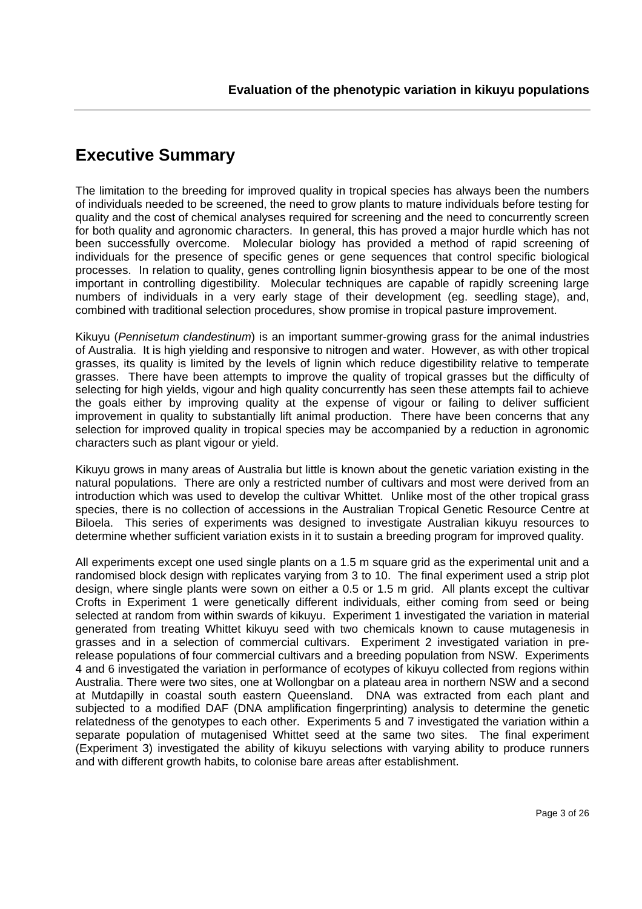# Executive Summary

The limitation to the breeding for improved quality in tropical species has always been the numbers of individuals needed to be screened, the need to grow plants to mature individuals before testing for quality and the cost of chemical analyses required for screening and the need to concurrently screen for both quality and agronomic characters. In general, this has proved a major hurdle which has not been successfully overcome. Molecular biology has provided a method of rapid screening of individuals for the presence of specific genes or gene sequences that control specific biological processes. In relation to quality, genes controlling lignin biosynthesis appear to be one of the most important in controlling digestibility. Molecular techniques are capable of rapidly screening large numbers of individuals in a very early stage of their development (eg. seedling stage), and, combined with traditional selection procedures, show promise in tropical pasture improvement.

Kikuyu (*Pennisetum clandestinum*) is an important summer-growing grass for the animal industries of Australia. It is high yielding and responsive to nitrogen and water. However, as with other tropical grasses, its quality is limited by the levels of lignin which reduce digestibility relative to temperate grasses. There have been attempts to improve the quality of tropical grasses but the difficulty of selecting for high yields, vigour and high quality concurrently has seen these attempts fail to achieve the goals either by improving quality at the expense of vigour or failing to deliver sufficient improvement in quality to substantially lift animal production. There have been concerns that any selection for improved quality in tropical species may be accompanied by a reduction in agronomic characters such as plant vigour or yield.

Kikuyu grows in many areas of Australia but little is known about the genetic variation existing in the natural populations. There are only a restricted number of cultivars and most were derived from an introduction which was used to develop the cultivar Whittet. Unlike most of the other tropical grass species, there is no collection of accessions in the Australian Tropical Genetic Resource Centre at Biloela. This series of experiments was designed to investigate Australian kikuyu resources to determine whether sufficient variation exists in it to sustain a breeding program for improved quality.

All experiments except one used single plants on a 1.5 m square grid as the experimental unit and a randomised block design with replicates varying from 3 to 10. The final experiment used a strip plot design, where single plants were sown on either a 0.5 or 1.5 m grid. All plants except the cultivar Crofts in Experiment 1 were genetically different individuals, either coming from seed or being selected at random from within swards of kikuyu. Experiment 1 investigated the variation in material generated from treating Whittet kikuyu seed with two chemicals known to cause mutagenesis in grasses and in a selection of commercial cultivars. Experiment 2 investigated variation in pre-release populations of four commercial cultivars and a breeding population from NSW. Experiments 4 and 6 investigated the variation in performance of ecotypes of kikuyu collected from regions within Australia. There were two sites, one at Wollongbar on a plateau area in northern NSW and a second at Mutdapilly in coastal south eastern Queensland. DNA was extracted from each plant and subjected to a modified DAF (DNA amplification fingerprinting) analysis to determine the genetic relatedness of the genotypes to each other. Experiments 5 and 7 investigated the variation within a separate population of mutagenised Whittet seed at the same two sites. The final experiment (Experiment 3) investigated the ability of kikuyu selections with varying ability to produce runners and with different growth habits, to colonise bare areas after establishment.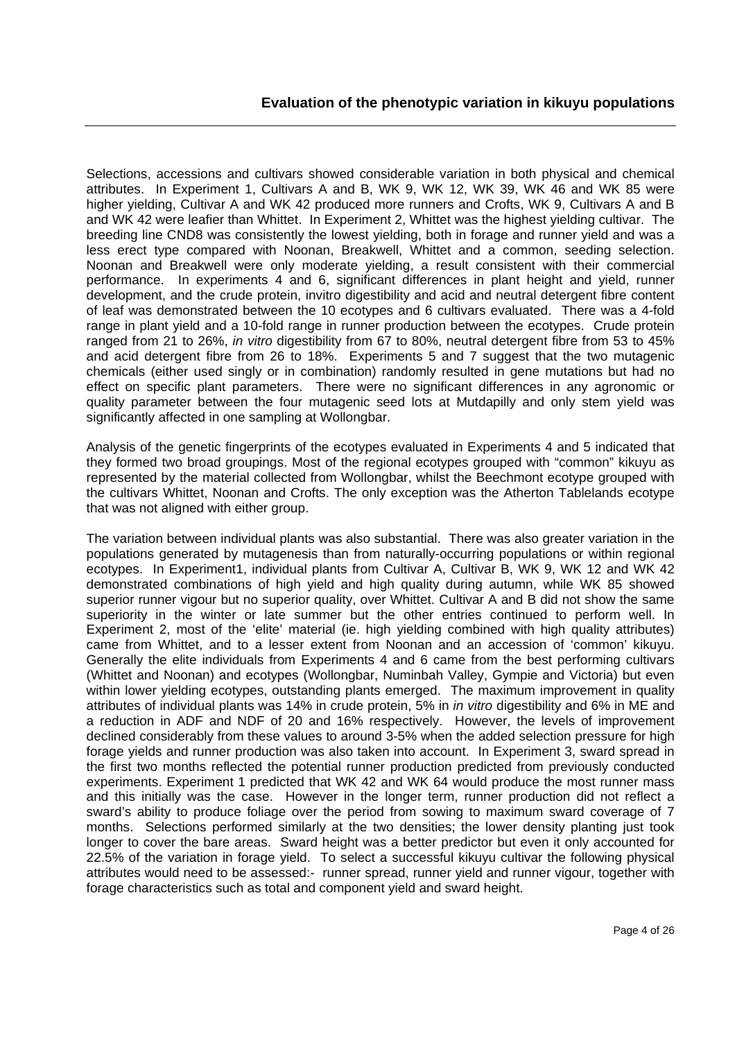## Evaluation of the phenotypic variation in kikuyu populations

Selections, accessions and cultivars showed considerable variation in both physical and chemical attributes. In Experiment 1, Cultivars A and B, WK 9, WK 12, WK 39, WK 46 and WK 85 were higher yielding, Cultivar A and WK 42 produced more runners and Crofts, WK 9, Cultivars A and B and WK 42 were leafier than Whittet. In Experiment 2, Whittet was the highest yielding cultivar. The breeding line CND8 was consistently the lowest yielding, both in forage and runner yield and was a less erect type compared with Noonan, Breakwell, Whittet and a common, seeding selection. Noonan and Breakwell were only moderate yielding, a result consistent with their commercial performance. In experiments 4 and 6, significant differences in plant height and yield, runner development, and the crude protein, invitro digestibility and acid and neutral detergent fibre content of leaf was demonstrated between the 10 ecotypes and 6 cultivars evaluated. There was a 4-fold range in plant yield and a 10-fold range in runner production between the ecotypes. Crude protein ranged from 21 to 26%, *in vitro* digestibility from 67 to 80%, neutral detergent fibre from 53 to 45% and acid detergent fibre from 26 to 18%. Experiments 5 and 7 suggest that the two mutagenic chemicals (either used singly or in combination) randomly resulted in gene mutations but had no effect on specific plant parameters. There were no significant differences in any agronomic or quality parameter between the four mutagenic seed lots at Mutdapilly and only stem yield was significantly affected in one sampling at Wollongbar.

Analysis of the genetic fingerprints of the ecotypes evaluated in Experiments 4 and 5 indicated that they formed two broad groupings. Most of the regional ecotypes grouped with "common" kikuyu as represented by the material collected from Wollongbar, whilst the Beechmont ecotype grouped with the cultivars Whittet, Noonan and Crofts. The only exception was the Atherton Tablelands ecotype that was not aligned with either group.

The variation between individual plants was also substantial. There was also greater variation in the populations generated by mutagenesis than from naturally-occurring populations or within regional ecotypes. In Experiment1, individual plants from Cultivar A, Cultivar B, WK 9, WK 12 and WK 42 demonstrated combinations of high yield and high quality during autumn, while WK 85 showed superior runner vigour but no superior quality, over Whittet. Cultivar A and B did not show the same superiority in the winter or late summer but the other entries continued to perform well. In Experiment 2, most of the 'elite' material (ie. high yielding combined with high quality attributes) came from Whittet, and to a lesser extent from Noonan and an accession of 'common' kikuyu. Generally the elite individuals from Experiments 4 and 6 came from the best performing cultivars (Whittet and Noonan) and ecotypes (Wollongbar, Numinbah Valley, Gympie and Victoria) but even within lower yielding ecotypes, outstanding plants emerged. The maximum improvement in quality attributes of individual plants was 14% in crude protein, 5% in *in vitro* digestibility and 6% in ME and a reduction in ADF and NDF of 20 and 16% respectively. However, the levels of improvement declined considerably from these values to around 3-5% when the added selection pressure for high forage yields and runner production was also taken into account. In Experiment 3, sward spread in the first two months reflected the potential runner production predicted from previously conducted experiments. Experiment 1 predicted that WK 42 and WK 64 would produce the most runner mass and this initially was the case. However in the longer term, runner production did not reflect a sward's ability to produce foliage over the period from sowing to maximum sward coverage of 7 months. Selections performed similarly at the two densities; the lower density planting just took longer to cover the bare areas. Sward height was a better predictor but even it only accounted for 22.5% of the variation in forage yield. To select a successful kikuyu cultivar the following physical attributes would need to be assessed:- runner spread, runner yield and runner vigour, together with forage characteristics such as total and component yield and sward height.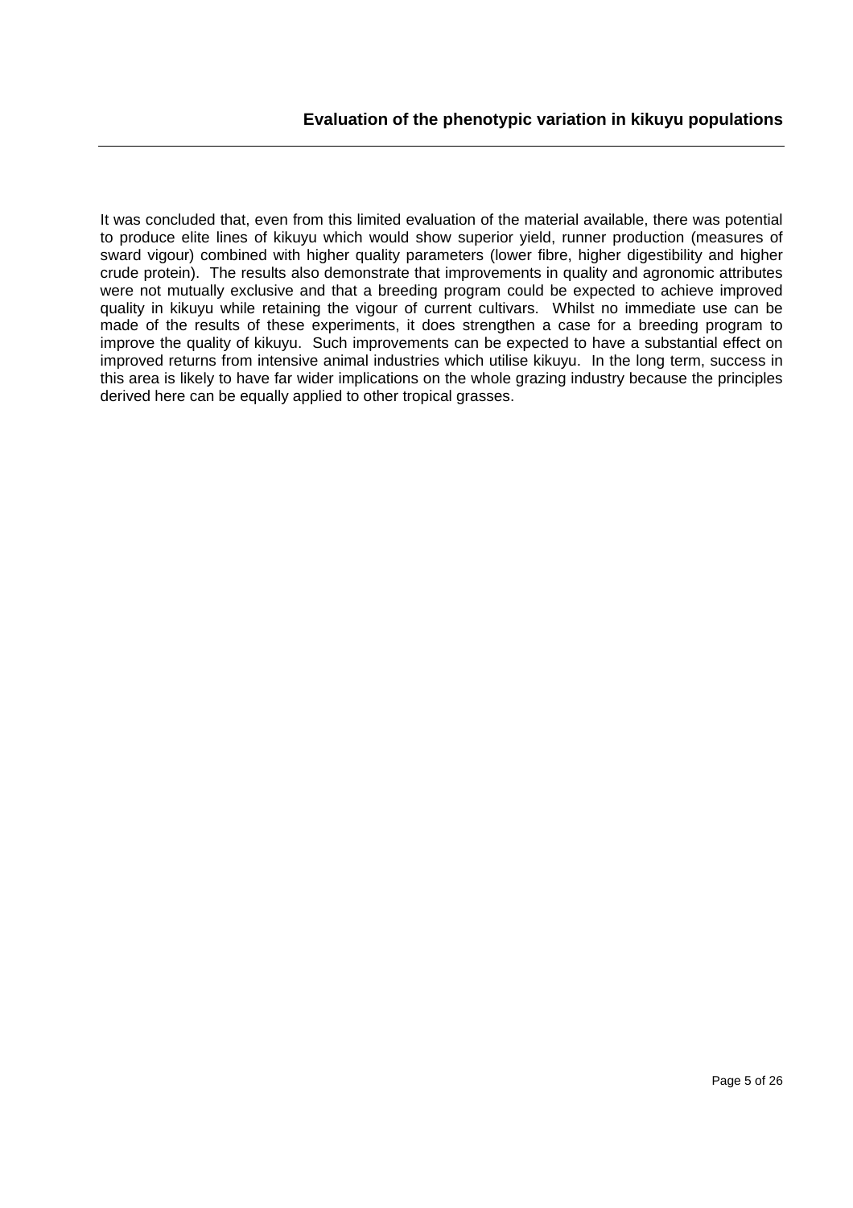It was concluded that, even from this limited evaluation of the material available, there was potential to produce elite lines of kikuyu which would show superior yield, runner production (measures of sward vigour) combined with higher quality parameters (lower fibre, higher digestibility and higher crude protein). The results also demonstrate that improvements in quality and agronomic attributes were not mutually exclusive and that a breeding program could be expected to achieve improved quality in kikuyu while retaining the vigour of current cultivars. Whilst no immediate use can be made of the results of these experiments, it does strengthen a case for a breeding program to improve the quality of kikuyu. Such improvements can be expected to have a substantial effect on improved returns from intensive animal industries which utilise kikuyu. In the long term, success in this area is likely to have far wider implications on the whole grazing industry because the principles derived here can be equally applied to other tropical grasses.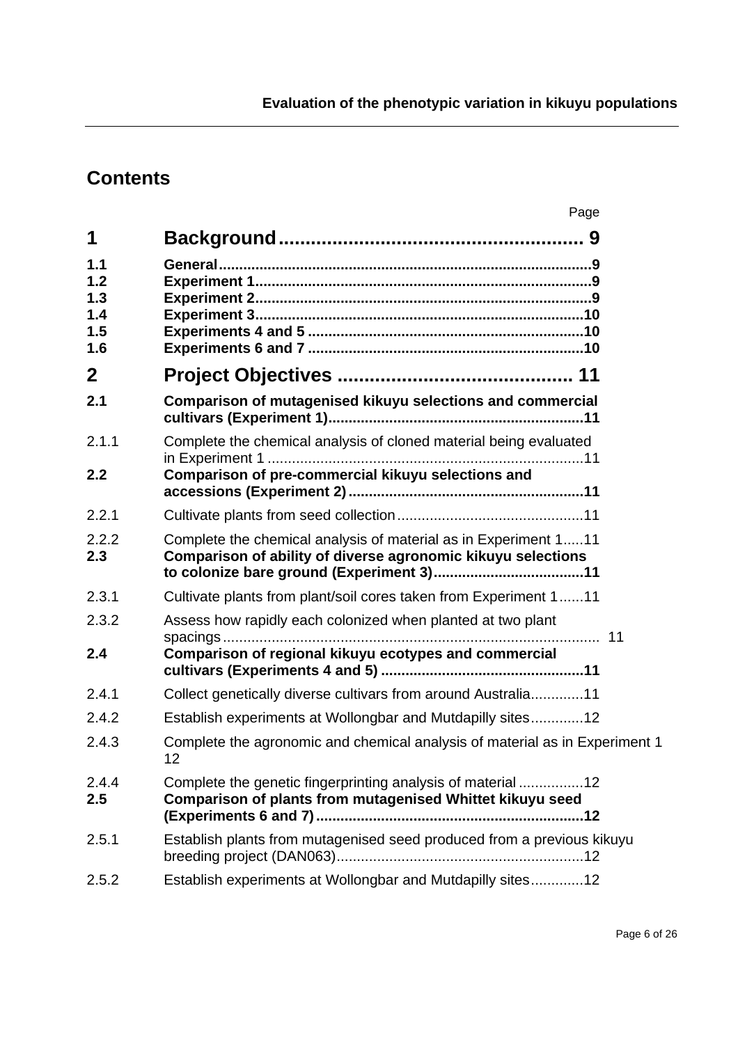## Contents

| | | Page |
|---|---|---|
| **1** | **Background** | **9** |
| **1.1** | **General** | **9** |
| **1.2** | **Experiment 1** | **9** |
| **1.3** | **Experiment 2** | **9** |
| **1.4** | **Experiment 3** | **10** |
| **1.5** | **Experiments 4 and 5** | **10** |
| **1.6** | **Experiments 6 and 7** | **10** |
| **2** | **Project Objectives** | **11** |
| **2.1** | **Comparison of mutagenised kikuyu selections and commercial cultivars (Experiment 1)** | **11** |
| 2.1.1 | Complete the chemical analysis of cloned material being evaluated in Experiment 1 | 11 |
| **2.2** | **Comparison of pre-commercial kikuyu selections and accessions (Experiment 2)** | **11** |
| 2.2.1 | Cultivate plants from seed collection | 11 |
| 2.2.2 | Complete the chemical analysis of material as in Experiment 1 | 11 |
| **2.3** | **Comparison of ability of diverse agronomic kikuyu selections to colonize bare ground (Experiment 3)** | **11** |
| 2.3.1 | Cultivate plants from plant/soil cores taken from Experiment 1 | 11 |
| 2.3.2 | Assess how rapidly each colonized when planted at two plant spacings | 11 |
| **2.4** | **Comparison of regional kikuyu ecotypes and commercial cultivars (Experiments 4 and 5)** | **11** |
| 2.4.1 | Collect genetically diverse cultivars from around Australia | 11 |
| 2.4.2 | Establish experiments at Wollongbar and Mutdapilly sites | 12 |
| 2.4.3 | Complete the agronomic and chemical analysis of material as in Experiment 1 | 12 |
| 2.4.4 | Complete the genetic fingerprinting analysis of material | 12 |
| **2.5** | **Comparison of plants from mutagenised Whittet kikuyu seed (Experiments 6 and 7)** | **12** |
| 2.5.1 | Establish plants from mutagenised seed produced from a previous kikuyu breeding project (DAN063) | 12 |
| 2.5.2 | Establish experiments at Wollongbar and Mutdapilly sites | 12 |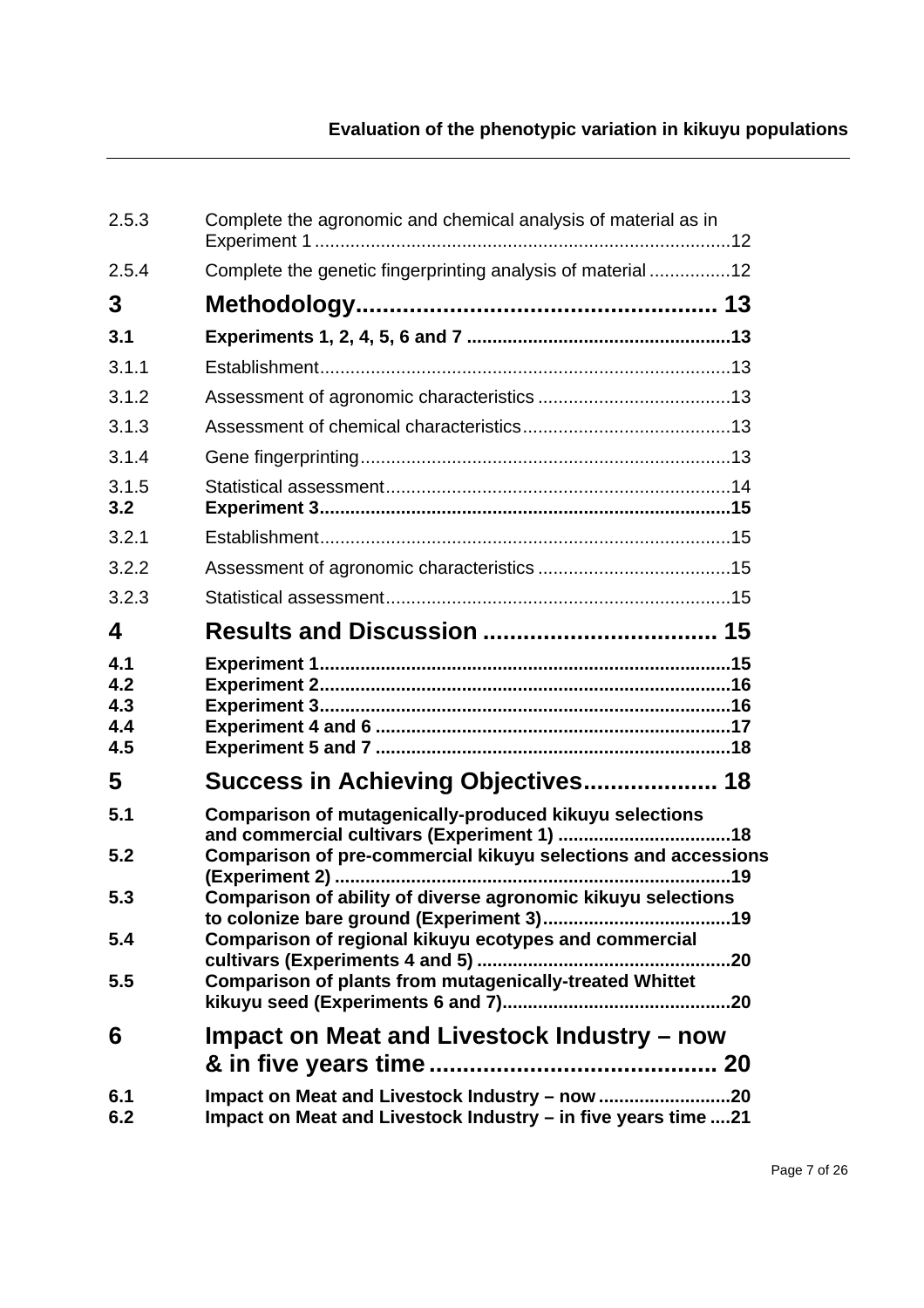2.5.3 Complete the agronomic and chemical analysis of material as in Experiment 1 .......... 12

2.5.4 Complete the genetic fingerprinting analysis of material .......... 12

**3 Methodology .......... 13**

**3.1 Experiments 1, 2, 4, 5, 6 and 7 .......... 13**

3.1.1 Establishment .......... 13

3.1.2 Assessment of agronomic characteristics .......... 13

3.1.3 Assessment of chemical characteristics .......... 13

3.1.4 Gene fingerprinting .......... 13

3.1.5 Statistical assessment .......... 14

**3.2 Experiment 3 .......... 15**

3.2.1 Establishment .......... 15

3.2.2 Assessment of agronomic characteristics .......... 15

3.2.3 Statistical assessment .......... 15

**4 Results and Discussion .......... 15**

**4.1 Experiment 1 .......... 15**

**4.2 Experiment 2 .......... 16**

**4.3 Experiment 3 .......... 16**

**4.4 Experiment 4 and 6 .......... 17**

**4.5 Experiment 5 and 7 .......... 18**

**5 Success in Achieving Objectives .......... 18**

**5.1 Comparison of mutagenically-produced kikuyu selections and commercial cultivars (Experiment 1) .......... 18**

**5.2 Comparison of pre-commercial kikuyu selections and accessions (Experiment 2) .......... 19**

**5.3 Comparison of ability of diverse agronomic kikuyu selections to colonize bare ground (Experiment 3) .......... 19**

**5.4 Comparison of regional kikuyu ecotypes and commercial cultivars (Experiments 4 and 5) .......... 20**

**5.5 Comparison of plants from mutagenically-treated Whittet kikuyu seed (Experiments 6 and 7) .......... 20**

**6 Impact on Meat and Livestock Industry – now & in five years time .......... 20**

**6.1 Impact on Meat and Livestock Industry – now .......... 20**

**6.2 Impact on Meat and Livestock Industry – in five years time .......... 21**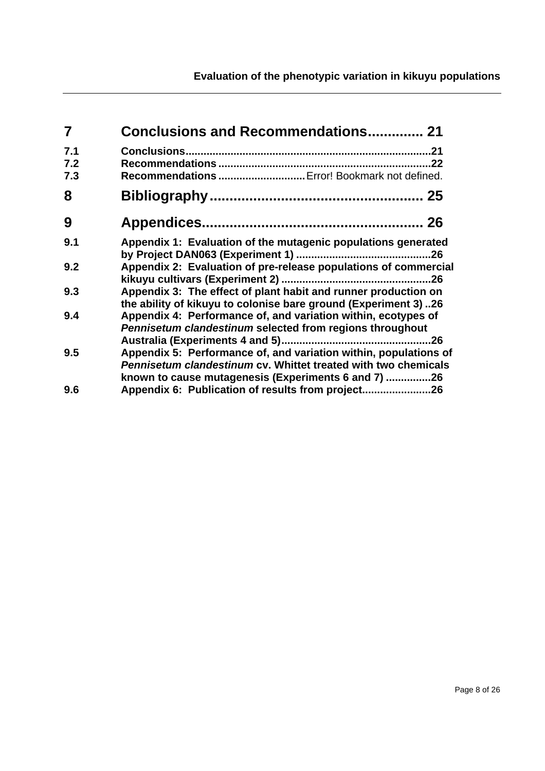**7 Conclusions and Recommendations.............. 21**

**7.1 Conclusions.................................................................................21**

**7.2 Recommendations.......................................................................22**

**7.3 Recommendations.............................**Error! Bookmark not defined.

**8 Bibliography..................................................... 25**

**9 Appendices........................................................ 26**

**9.1 Appendix 1: Evaluation of the mutagenic populations generated by Project DAN063 (Experiment 1) .............................................26**

**9.2 Appendix 2: Evaluation of pre-release populations of commercial kikuyu cultivars (Experiment 2) ..................................................26**

**9.3 Appendix 3: The effect of plant habit and runner production on the ability of kikuyu to colonise bare ground (Experiment 3) ..26**

**9.4 Appendix 4: Performance of, and variation within, ecotypes of *Pennisetum clandestinum* selected from regions throughout Australia (Experiments 4 and 5)..................................................26**

**9.5 Appendix 5: Performance of, and variation within, populations of *Pennisetum clandestinum* cv. Whittet treated with two chemicals known to cause mutagenesis (Experiments 6 and 7) ...............26**

**9.6 Appendix 6: Publication of results from project.......................26**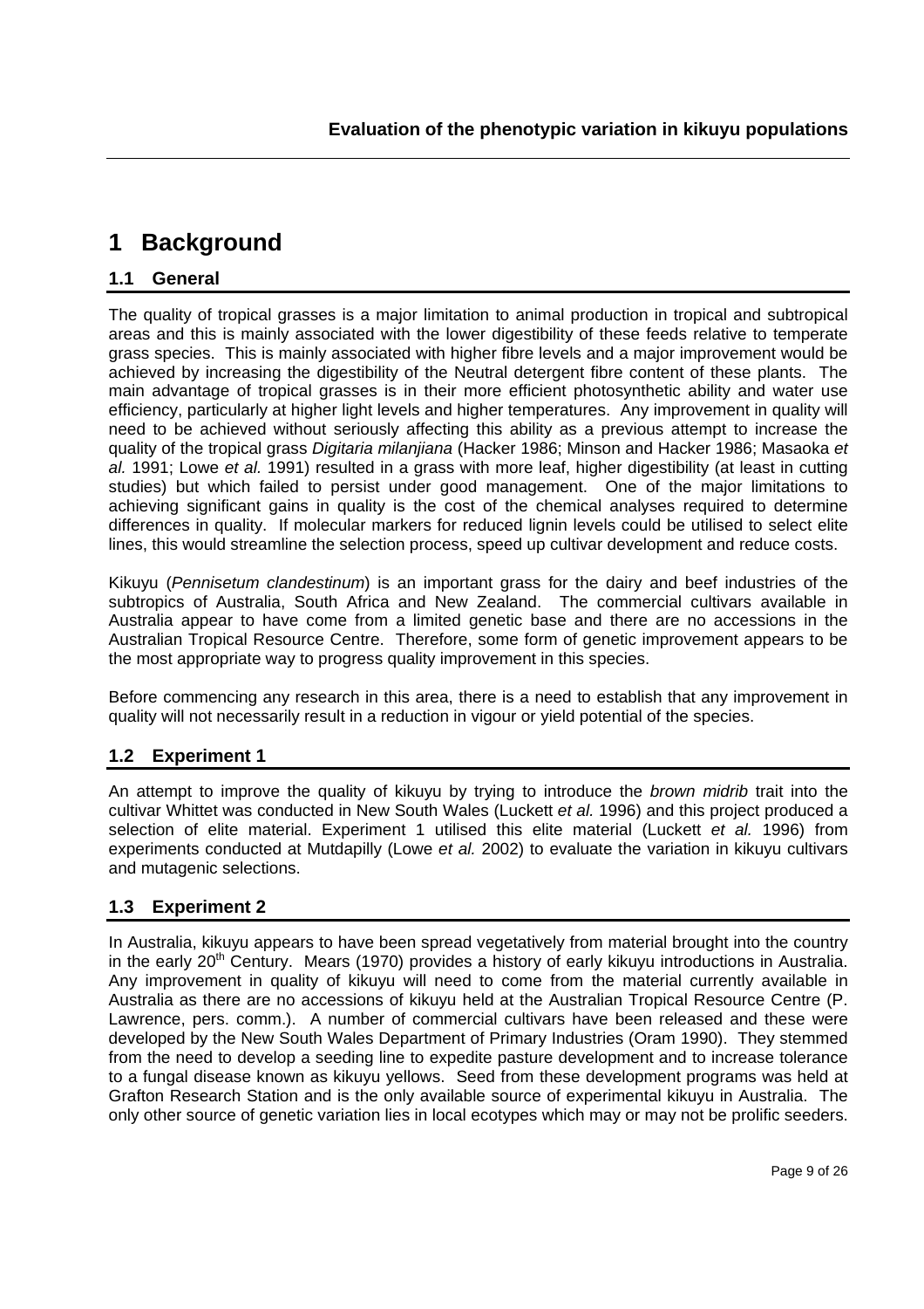# 1 Background

## 1.1 General

The quality of tropical grasses is a major limitation to animal production in tropical and subtropical areas and this is mainly associated with the lower digestibility of these feeds relative to temperate grass species. This is mainly associated with higher fibre levels and a major improvement would be achieved by increasing the digestibility of the Neutral detergent fibre content of these plants. The main advantage of tropical grasses is in their more efficient photosynthetic ability and water use efficiency, particularly at higher light levels and higher temperatures. Any improvement in quality will need to be achieved without seriously affecting this ability as a previous attempt to increase the quality of the tropical grass *Digitaria milanjiana* (Hacker 1986; Minson and Hacker 1986; Masaoka *et al.* 1991; Lowe *et al.* 1991) resulted in a grass with more leaf, higher digestibility (at least in cutting studies) but which failed to persist under good management. One of the major limitations to achieving significant gains in quality is the cost of the chemical analyses required to determine differences in quality. If molecular markers for reduced lignin levels could be utilised to select elite lines, this would streamline the selection process, speed up cultivar development and reduce costs.

Kikuyu (*Pennisetum clandestinum*) is an important grass for the dairy and beef industries of the subtropics of Australia, South Africa and New Zealand. The commercial cultivars available in Australia appear to have come from a limited genetic base and there are no accessions in the Australian Tropical Resource Centre. Therefore, some form of genetic improvement appears to be the most appropriate way to progress quality improvement in this species.

Before commencing any research in this area, there is a need to establish that any improvement in quality will not necessarily result in a reduction in vigour or yield potential of the species.

## 1.2 Experiment 1

An attempt to improve the quality of kikuyu by trying to introduce the *brown midrib* trait into the cultivar Whittet was conducted in New South Wales (Luckett *et al.* 1996) and this project produced a selection of elite material. Experiment 1 utilised this elite material (Luckett *et al.* 1996) from experiments conducted at Mutdapilly (Lowe *et al.* 2002) to evaluate the variation in kikuyu cultivars and mutagenic selections.

## 1.3 Experiment 2

In Australia, kikuyu appears to have been spread vegetatively from material brought into the country in the early 20th Century. Mears (1970) provides a history of early kikuyu introductions in Australia. Any improvement in quality of kikuyu will need to come from the material currently available in Australia as there are no accessions of kikuyu held at the Australian Tropical Resource Centre (P. Lawrence, pers. comm.). A number of commercial cultivars have been released and these were developed by the New South Wales Department of Primary Industries (Oram 1990). They stemmed from the need to develop a seeding line to expedite pasture development and to increase tolerance to a fungal disease known as kikuyu yellows. Seed from these development programs was held at Grafton Research Station and is the only available source of experimental kikuyu in Australia. The only other source of genetic variation lies in local ecotypes which may or may not be prolific seeders.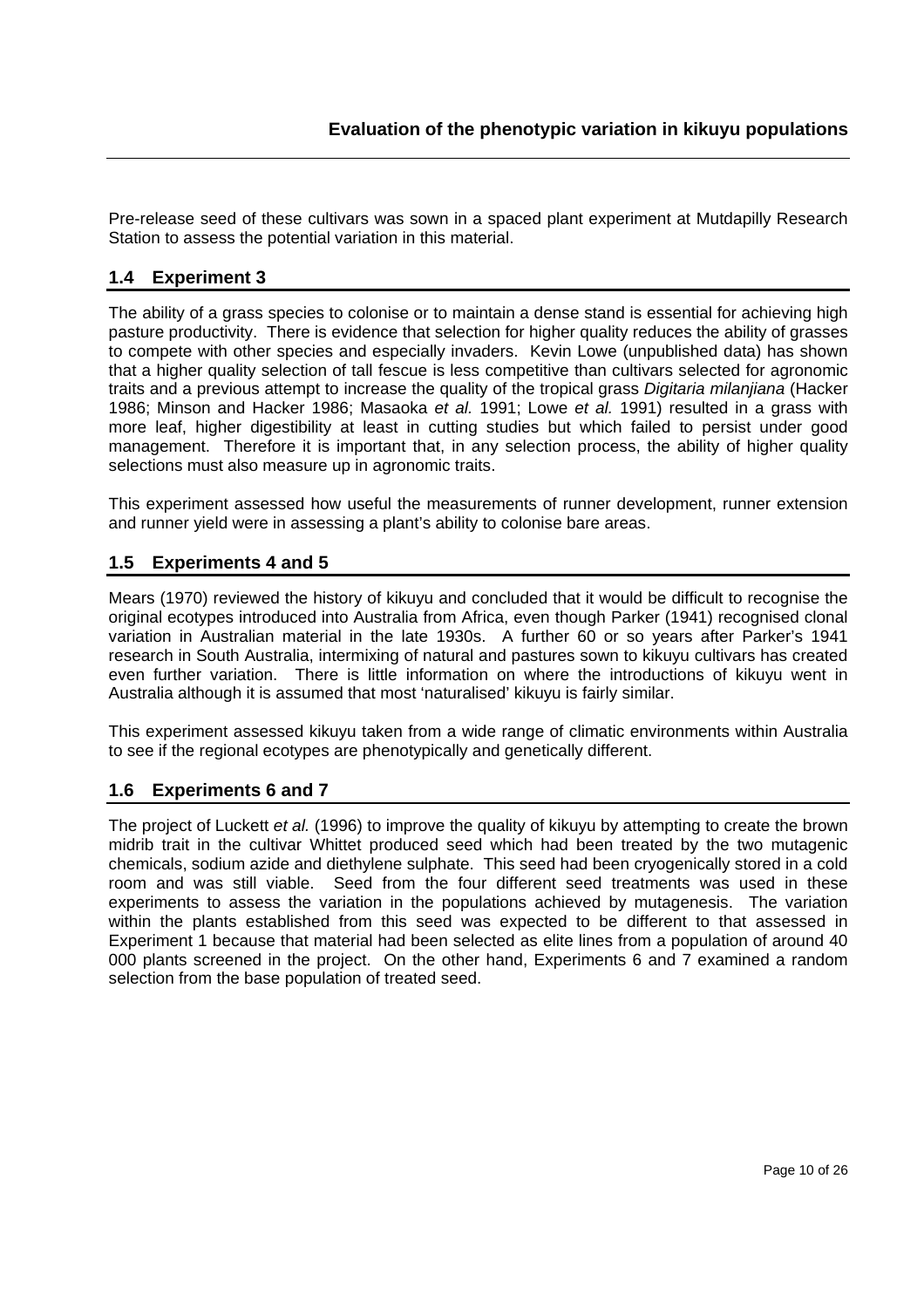Pre-release seed of these cultivars was sown in a spaced plant experiment at Mutdapilly Research Station to assess the potential variation in this material.

## 1.4 Experiment 3

The ability of a grass species to colonise or to maintain a dense stand is essential for achieving high pasture productivity. There is evidence that selection for higher quality reduces the ability of grasses to compete with other species and especially invaders. Kevin Lowe (unpublished data) has shown that a higher quality selection of tall fescue is less competitive than cultivars selected for agronomic traits and a previous attempt to increase the quality of the tropical grass *Digitaria milanjiana* (Hacker 1986; Minson and Hacker 1986; Masaoka *et al.* 1991; Lowe *et al.* 1991) resulted in a grass with more leaf, higher digestibility at least in cutting studies but which failed to persist under good management. Therefore it is important that, in any selection process, the ability of higher quality selections must also measure up in agronomic traits.

This experiment assessed how useful the measurements of runner development, runner extension and runner yield were in assessing a plant's ability to colonise bare areas.

## 1.5 Experiments 4 and 5

Mears (1970) reviewed the history of kikuyu and concluded that it would be difficult to recognise the original ecotypes introduced into Australia from Africa, even though Parker (1941) recognised clonal variation in Australian material in the late 1930s. A further 60 or so years after Parker's 1941 research in South Australia, intermixing of natural and pastures sown to kikuyu cultivars has created even further variation. There is little information on where the introductions of kikuyu went in Australia although it is assumed that most 'naturalised' kikuyu is fairly similar.

This experiment assessed kikuyu taken from a wide range of climatic environments within Australia to see if the regional ecotypes are phenotypically and genetically different.

## 1.6 Experiments 6 and 7

The project of Luckett *et al.* (1996) to improve the quality of kikuyu by attempting to create the brown midrib trait in the cultivar Whittet produced seed which had been treated by the two mutagenic chemicals, sodium azide and diethylene sulphate. This seed had been cryogenically stored in a cold room and was still viable. Seed from the four different seed treatments was used in these experiments to assess the variation in the populations achieved by mutagenesis. The variation within the plants established from this seed was expected to be different to that assessed in Experiment 1 because that material had been selected as elite lines from a population of around 40 000 plants screened in the project. On the other hand, Experiments 6 and 7 examined a random selection from the base population of treated seed.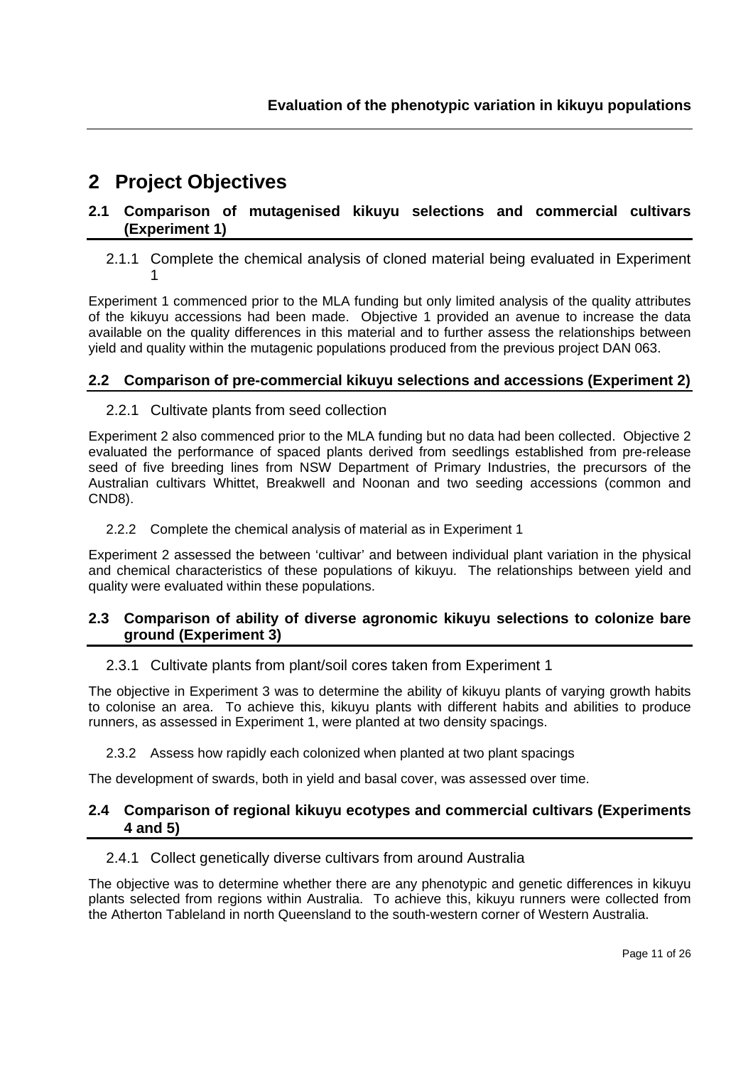# 2 Project Objectives

## 2.1 Comparison of mutagenised kikuyu selections and commercial cultivars (Experiment 1)

### 2.1.1 Complete the chemical analysis of cloned material being evaluated in Experiment 1

Experiment 1 commenced prior to the MLA funding but only limited analysis of the quality attributes of the kikuyu accessions had been made. Objective 1 provided an avenue to increase the data available on the quality differences in this material and to further assess the relationships between yield and quality within the mutagenic populations produced from the previous project DAN 063.

## 2.2 Comparison of pre-commercial kikuyu selections and accessions (Experiment 2)

### 2.2.1 Cultivate plants from seed collection

Experiment 2 also commenced prior to the MLA funding but no data had been collected. Objective 2 evaluated the performance of spaced plants derived from seedlings established from pre-release seed of five breeding lines from NSW Department of Primary Industries, the precursors of the Australian cultivars Whittet, Breakwell and Noonan and two seeding accessions (common and CND8).

### 2.2.2 Complete the chemical analysis of material as in Experiment 1

Experiment 2 assessed the between 'cultivar' and between individual plant variation in the physical and chemical characteristics of these populations of kikuyu. The relationships between yield and quality were evaluated within these populations.

## 2.3 Comparison of ability of diverse agronomic kikuyu selections to colonize bare ground (Experiment 3)

### 2.3.1 Cultivate plants from plant/soil cores taken from Experiment 1

The objective in Experiment 3 was to determine the ability of kikuyu plants of varying growth habits to colonise an area. To achieve this, kikuyu plants with different habits and abilities to produce runners, as assessed in Experiment 1, were planted at two density spacings.

### 2.3.2 Assess how rapidly each colonized when planted at two plant spacings

The development of swards, both in yield and basal cover, was assessed over time.

## 2.4 Comparison of regional kikuyu ecotypes and commercial cultivars (Experiments 4 and 5)

### 2.4.1 Collect genetically diverse cultivars from around Australia

The objective was to determine whether there are any phenotypic and genetic differences in kikuyu plants selected from regions within Australia. To achieve this, kikuyu runners were collected from the Atherton Tableland in north Queensland to the south-western corner of Western Australia.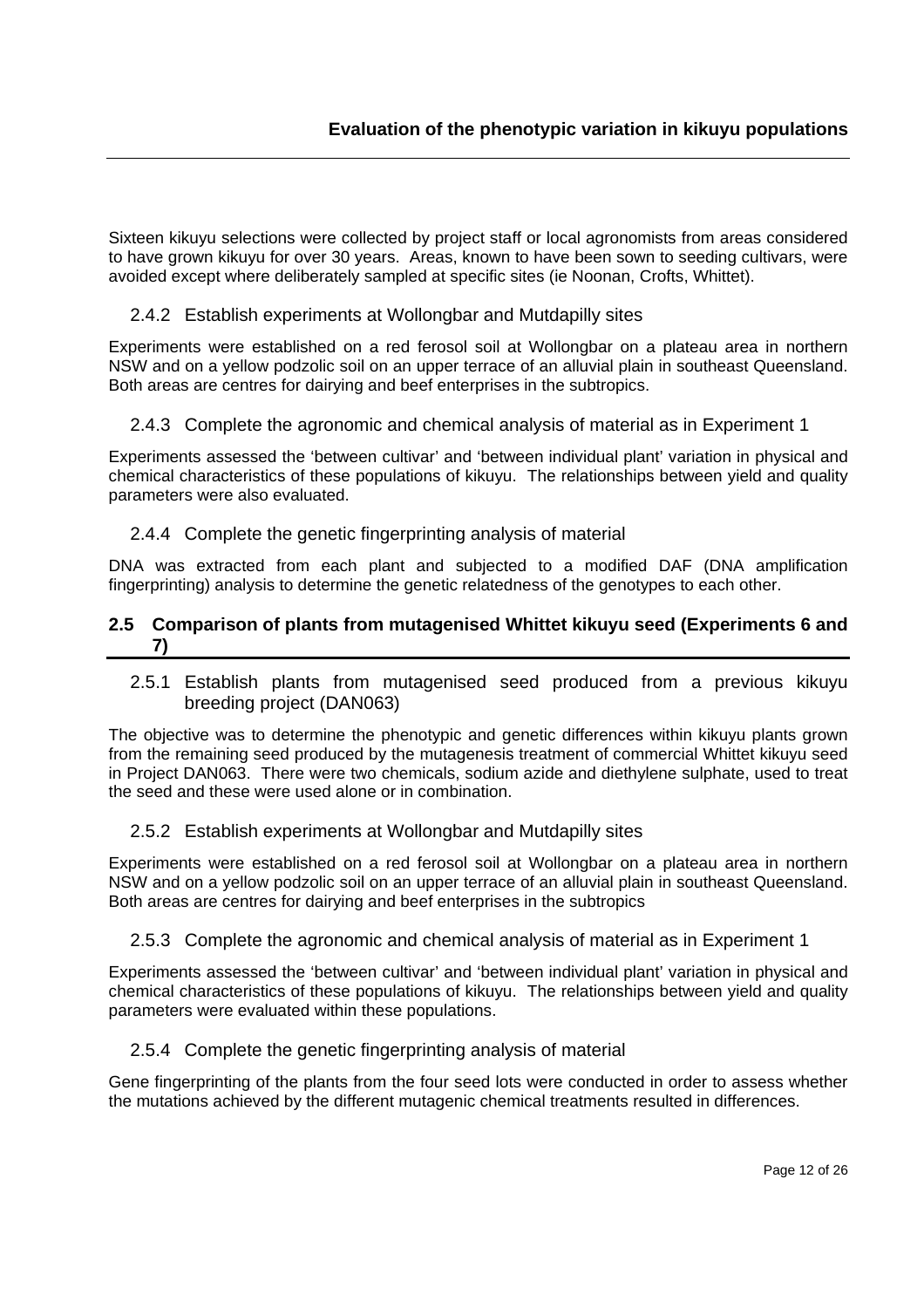Sixteen kikuyu selections were collected by project staff or local agronomists from areas considered to have grown kikuyu for over 30 years. Areas, known to have been sown to seeding cultivars, were avoided except where deliberately sampled at specific sites (ie Noonan, Crofts, Whittet).

### 2.4.2 Establish experiments at Wollongbar and Mutdapilly sites

Experiments were established on a red ferosol soil at Wollongbar on a plateau area in northern NSW and on a yellow podzolic soil on an upper terrace of an alluvial plain in southeast Queensland. Both areas are centres for dairying and beef enterprises in the subtropics.

### 2.4.3 Complete the agronomic and chemical analysis of material as in Experiment 1

Experiments assessed the 'between cultivar' and 'between individual plant' variation in physical and chemical characteristics of these populations of kikuyu. The relationships between yield and quality parameters were also evaluated.

### 2.4.4 Complete the genetic fingerprinting analysis of material

DNA was extracted from each plant and subjected to a modified DAF (DNA amplification fingerprinting) analysis to determine the genetic relatedness of the genotypes to each other.

## 2.5 Comparison of plants from mutagenised Whittet kikuyu seed (Experiments 6 and 7)

### 2.5.1 Establish plants from mutagenised seed produced from a previous kikuyu breeding project (DAN063)

The objective was to determine the phenotypic and genetic differences within kikuyu plants grown from the remaining seed produced by the mutagenesis treatment of commercial Whittet kikuyu seed in Project DAN063. There were two chemicals, sodium azide and diethylene sulphate, used to treat the seed and these were used alone or in combination.

### 2.5.2 Establish experiments at Wollongbar and Mutdapilly sites

Experiments were established on a red ferosol soil at Wollongbar on a plateau area in northern NSW and on a yellow podzolic soil on an upper terrace of an alluvial plain in southeast Queensland. Both areas are centres for dairying and beef enterprises in the subtropics

### 2.5.3 Complete the agronomic and chemical analysis of material as in Experiment 1

Experiments assessed the 'between cultivar' and 'between individual plant' variation in physical and chemical characteristics of these populations of kikuyu. The relationships between yield and quality parameters were evaluated within these populations.

### 2.5.4 Complete the genetic fingerprinting analysis of material

Gene fingerprinting of the plants from the four seed lots were conducted in order to assess whether the mutations achieved by the different mutagenic chemical treatments resulted in differences.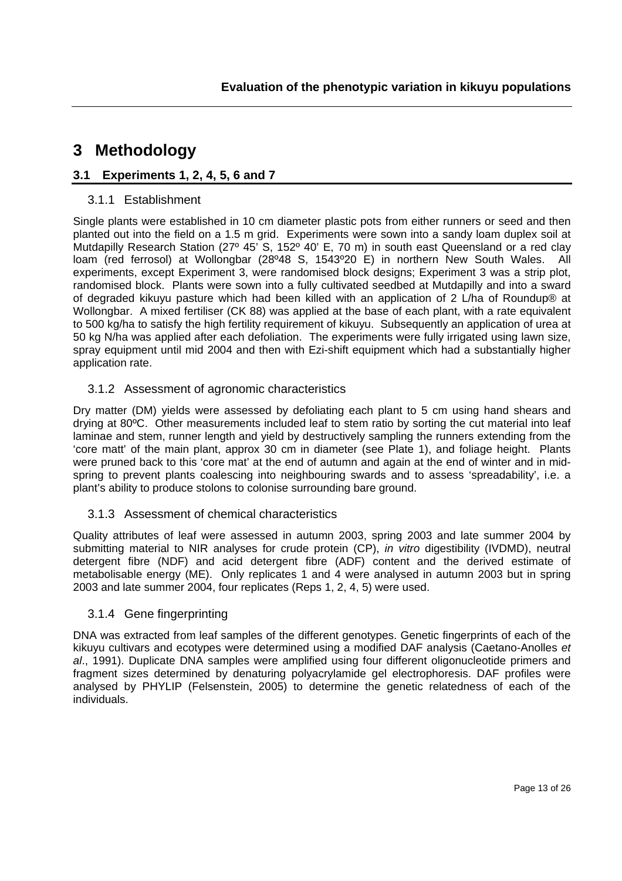# 3 Methodology

## 3.1 Experiments 1, 2, 4, 5, 6 and 7

### 3.1.1 Establishment

Single plants were established in 10 cm diameter plastic pots from either runners or seed and then planted out into the field on a 1.5 m grid. Experiments were sown into a sandy loam duplex soil at Mutdapilly Research Station (27º 45' S, 152º 40' E, 70 m) in south east Queensland or a red clay loam (red ferrosol) at Wollongbar (28º48 S, 1543º20 E) in northern New South Wales. All experiments, except Experiment 3, were randomised block designs; Experiment 3 was a strip plot, randomised block. Plants were sown into a fully cultivated seedbed at Mutdapilly and into a sward of degraded kikuyu pasture which had been killed with an application of 2 L/ha of Roundup® at Wollongbar. A mixed fertiliser (CK 88) was applied at the base of each plant, with a rate equivalent to 500 kg/ha to satisfy the high fertility requirement of kikuyu. Subsequently an application of urea at 50 kg N/ha was applied after each defoliation. The experiments were fully irrigated using lawn size, spray equipment until mid 2004 and then with Ezi-shift equipment which had a substantially higher application rate.

### 3.1.2 Assessment of agronomic characteristics

Dry matter (DM) yields were assessed by defoliating each plant to 5 cm using hand shears and drying at 80ºC. Other measurements included leaf to stem ratio by sorting the cut material into leaf laminae and stem, runner length and yield by destructively sampling the runners extending from the 'core matt' of the main plant, approx 30 cm in diameter (see Plate 1), and foliage height. Plants were pruned back to this 'core mat' at the end of autumn and again at the end of winter and in mid-spring to prevent plants coalescing into neighbouring swards and to assess 'spreadability', i.e. a plant's ability to produce stolons to colonise surrounding bare ground.

### 3.1.3 Assessment of chemical characteristics

Quality attributes of leaf were assessed in autumn 2003, spring 2003 and late summer 2004 by submitting material to NIR analyses for crude protein (CP), *in vitro* digestibility (IVDMD), neutral detergent fibre (NDF) and acid detergent fibre (ADF) content and the derived estimate of metabolisable energy (ME). Only replicates 1 and 4 were analysed in autumn 2003 but in spring 2003 and late summer 2004, four replicates (Reps 1, 2, 4, 5) were used.

### 3.1.4 Gene fingerprinting

DNA was extracted from leaf samples of the different genotypes. Genetic fingerprints of each of the kikuyu cultivars and ecotypes were determined using a modified DAF analysis (Caetano-Anolles *et al*., 1991). Duplicate DNA samples were amplified using four different oligonucleotide primers and fragment sizes determined by denaturing polyacrylamide gel electrophoresis. DAF profiles were analysed by PHYLIP (Felsenstein, 2005) to determine the genetic relatedness of each of the individuals.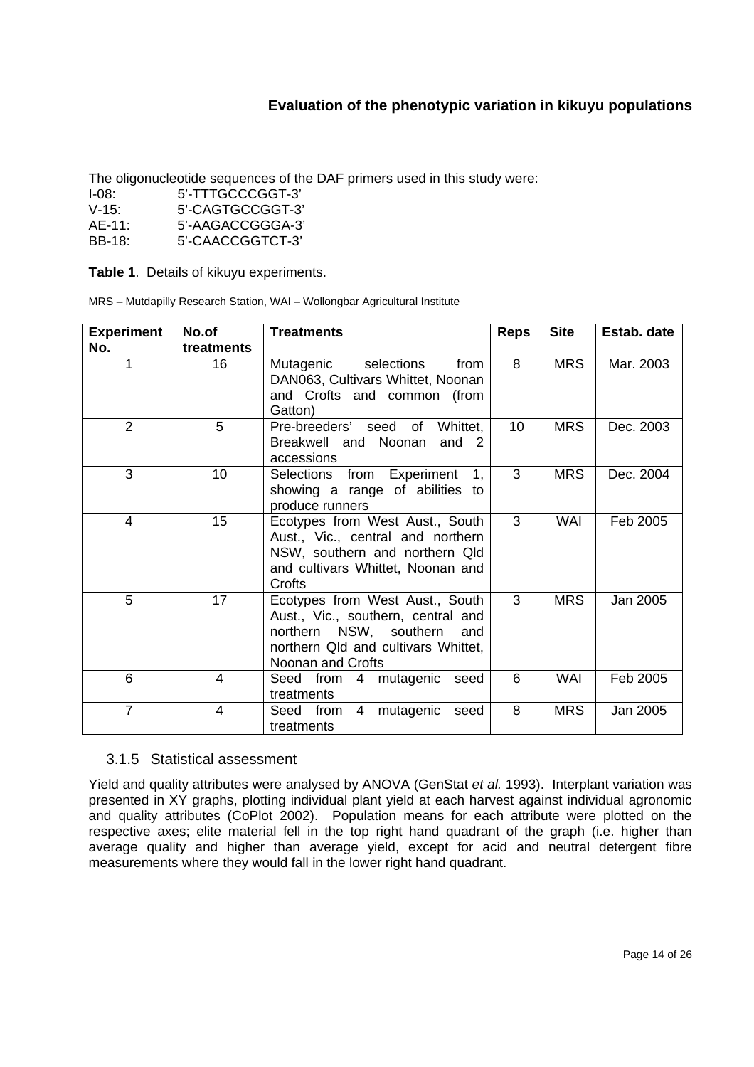The oligonucleotide sequences of the DAF primers used in this study were:

I-08: 5'-TTTGCCCGGT-3'
V-15: 5'-CAGTGCCGGT-3'
AE-11: 5'-AAGACCGGGA-3'
BB-18: 5'-CAACCGGTCT-3'

**Table 1**. Details of kikuyu experiments.

MRS – Mutdapilly Research Station, WAI – Wollongbar Agricultural Institute

| Experiment No. | No.of treatments | Treatments | Reps | Site | Estab. date |
|---|---|---|---|---|---|
| 1 | 16 | Mutagenic selections from DAN063, Cultivars Whittet, Noonan and Crofts and common (from Gatton) | 8 | MRS | Mar. 2003 |
| 2 | 5 | Pre-breeders' seed of Whittet, Breakwell and Noonan and 2 accessions | 10 | MRS | Dec. 2003 |
| 3 | 10 | Selections from Experiment 1, showing a range of abilities to produce runners | 3 | MRS | Dec. 2004 |
| 4 | 15 | Ecotypes from West Aust., South Aust., Vic., central and northern NSW, southern and northern Qld and cultivars Whittet, Noonan and Crofts | 3 | WAI | Feb 2005 |
| 5 | 17 | Ecotypes from West Aust., South Aust., Vic., southern, central and northern NSW, southern and northern Qld and cultivars Whittet, Noonan and Crofts | 3 | MRS | Jan 2005 |
| 6 | 4 | Seed from 4 mutagenic seed treatments | 6 | WAI | Feb 2005 |
| 7 | 4 | Seed from 4 mutagenic seed treatments | 8 | MRS | Jan 2005 |

### 3.1.5 Statistical assessment

Yield and quality attributes were analysed by ANOVA (GenStat *et al.* 1993). Interplant variation was presented in XY graphs, plotting individual plant yield at each harvest against individual agronomic and quality attributes (CoPlot 2002). Population means for each attribute were plotted on the respective axes; elite material fell in the top right hand quadrant of the graph (i.e. higher than average quality and higher than average yield, except for acid and neutral detergent fibre measurements where they would fall in the lower right hand quadrant.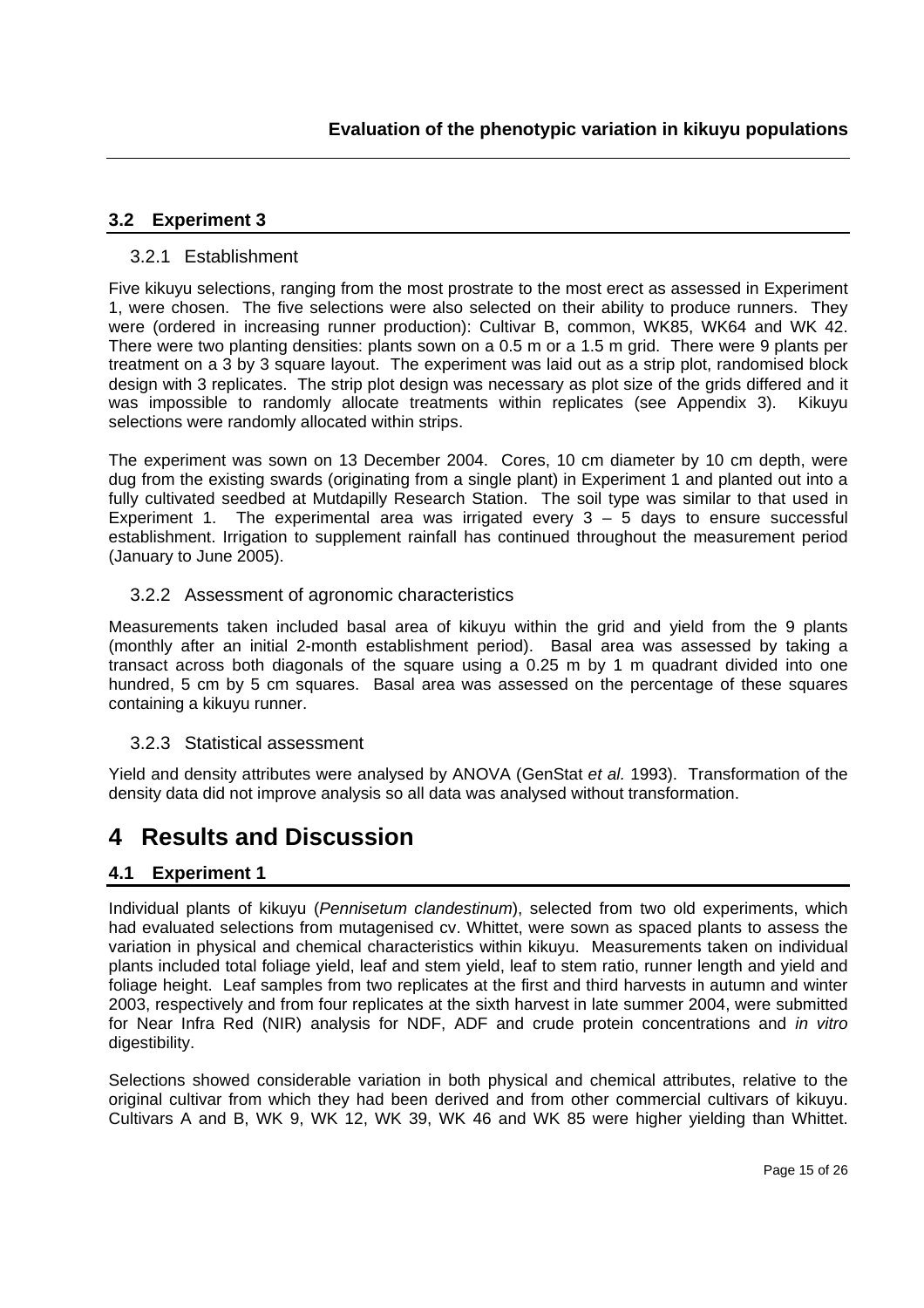## 3.2 Experiment 3

### 3.2.1 Establishment

Five kikuyu selections, ranging from the most prostrate to the most erect as assessed in Experiment 1, were chosen. The five selections were also selected on their ability to produce runners. They were (ordered in increasing runner production): Cultivar B, common, WK85, WK64 and WK 42. There were two planting densities: plants sown on a 0.5 m or a 1.5 m grid. There were 9 plants per treatment on a 3 by 3 square layout. The experiment was laid out as a strip plot, randomised block design with 3 replicates. The strip plot design was necessary as plot size of the grids differed and it was impossible to randomly allocate treatments within replicates (see Appendix 3). Kikuyu selections were randomly allocated within strips.

The experiment was sown on 13 December 2004. Cores, 10 cm diameter by 10 cm depth, were dug from the existing swards (originating from a single plant) in Experiment 1 and planted out into a fully cultivated seedbed at Mutdapilly Research Station. The soil type was similar to that used in Experiment 1. The experimental area was irrigated every 3 – 5 days to ensure successful establishment. Irrigation to supplement rainfall has continued throughout the measurement period (January to June 2005).

### 3.2.2 Assessment of agronomic characteristics

Measurements taken included basal area of kikuyu within the grid and yield from the 9 plants (monthly after an initial 2-month establishment period). Basal area was assessed by taking a transact across both diagonals of the square using a 0.25 m by 1 m quadrant divided into one hundred, 5 cm by 5 cm squares. Basal area was assessed on the percentage of these squares containing a kikuyu runner.

### 3.2.3 Statistical assessment

Yield and density attributes were analysed by ANOVA (GenStat *et al.* 1993). Transformation of the density data did not improve analysis so all data was analysed without transformation.

# 4 Results and Discussion

## 4.1 Experiment 1

Individual plants of kikuyu (*Pennisetum clandestinum*), selected from two old experiments, which had evaluated selections from mutagenised cv. Whittet, were sown as spaced plants to assess the variation in physical and chemical characteristics within kikuyu. Measurements taken on individual plants included total foliage yield, leaf and stem yield, leaf to stem ratio, runner length and yield and foliage height. Leaf samples from two replicates at the first and third harvests in autumn and winter 2003, respectively and from four replicates at the sixth harvest in late summer 2004, were submitted for Near Infra Red (NIR) analysis for NDF, ADF and crude protein concentrations and *in vitro* digestibility.

Selections showed considerable variation in both physical and chemical attributes, relative to the original cultivar from which they had been derived and from other commercial cultivars of kikuyu. Cultivars A and B, WK 9, WK 12, WK 39, WK 46 and WK 85 were higher yielding than Whittet.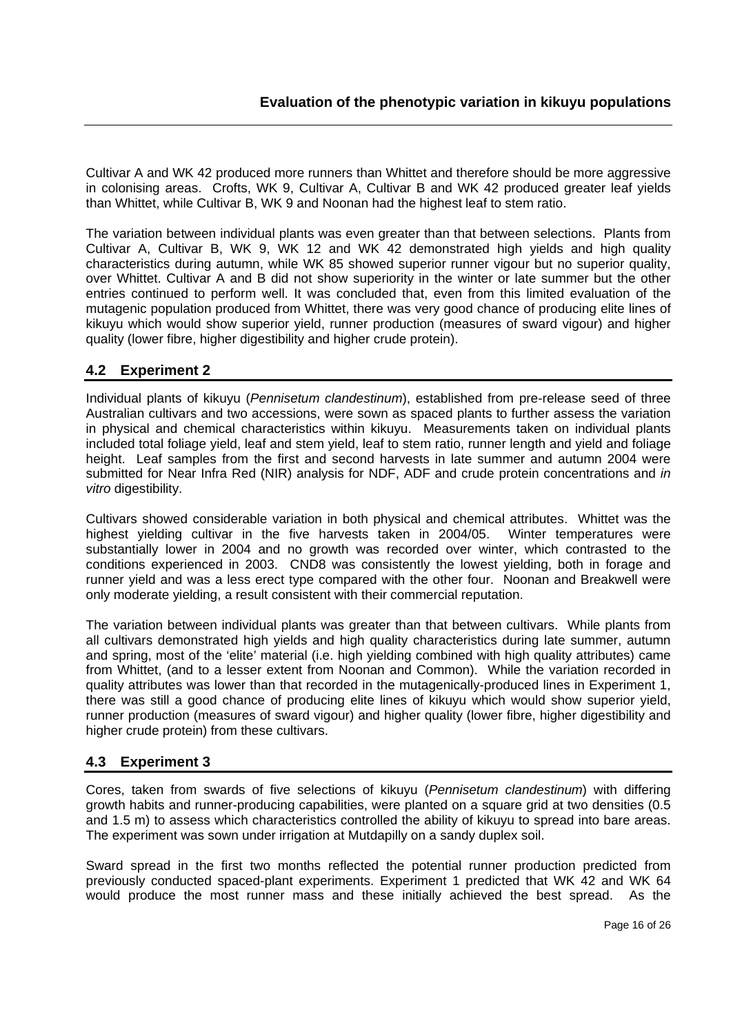Cultivar A and WK 42 produced more runners than Whittet and therefore should be more aggressive in colonising areas. Crofts, WK 9, Cultivar A, Cultivar B and WK 42 produced greater leaf yields than Whittet, while Cultivar B, WK 9 and Noonan had the highest leaf to stem ratio.

The variation between individual plants was even greater than that between selections. Plants from Cultivar A, Cultivar B, WK 9, WK 12 and WK 42 demonstrated high yields and high quality characteristics during autumn, while WK 85 showed superior runner vigour but no superior quality, over Whittet. Cultivar A and B did not show superiority in the winter or late summer but the other entries continued to perform well. It was concluded that, even from this limited evaluation of the mutagenic population produced from Whittet, there was very good chance of producing elite lines of kikuyu which would show superior yield, runner production (measures of sward vigour) and higher quality (lower fibre, higher digestibility and higher crude protein).

## 4.2 Experiment 2

Individual plants of kikuyu (*Pennisetum clandestinum*), established from pre-release seed of three Australian cultivars and two accessions, were sown as spaced plants to further assess the variation in physical and chemical characteristics within kikuyu. Measurements taken on individual plants included total foliage yield, leaf and stem yield, leaf to stem ratio, runner length and yield and foliage height. Leaf samples from the first and second harvests in late summer and autumn 2004 were submitted for Near Infra Red (NIR) analysis for NDF, ADF and crude protein concentrations and *in vitro* digestibility.

Cultivars showed considerable variation in both physical and chemical attributes. Whittet was the highest yielding cultivar in the five harvests taken in 2004/05. Winter temperatures were substantially lower in 2004 and no growth was recorded over winter, which contrasted to the conditions experienced in 2003. CND8 was consistently the lowest yielding, both in forage and runner yield and was a less erect type compared with the other four. Noonan and Breakwell were only moderate yielding, a result consistent with their commercial reputation.

The variation between individual plants was greater than that between cultivars. While plants from all cultivars demonstrated high yields and high quality characteristics during late summer, autumn and spring, most of the 'elite' material (i.e. high yielding combined with high quality attributes) came from Whittet, (and to a lesser extent from Noonan and Common). While the variation recorded in quality attributes was lower than that recorded in the mutagenically-produced lines in Experiment 1, there was still a good chance of producing elite lines of kikuyu which would show superior yield, runner production (measures of sward vigour) and higher quality (lower fibre, higher digestibility and higher crude protein) from these cultivars.

## 4.3 Experiment 3

Cores, taken from swards of five selections of kikuyu (*Pennisetum clandestinum*) with differing growth habits and runner-producing capabilities, were planted on a square grid at two densities (0.5 and 1.5 m) to assess which characteristics controlled the ability of kikuyu to spread into bare areas. The experiment was sown under irrigation at Mutdapilly on a sandy duplex soil.

Sward spread in the first two months reflected the potential runner production predicted from previously conducted spaced-plant experiments. Experiment 1 predicted that WK 42 and WK 64 would produce the most runner mass and these initially achieved the best spread. As the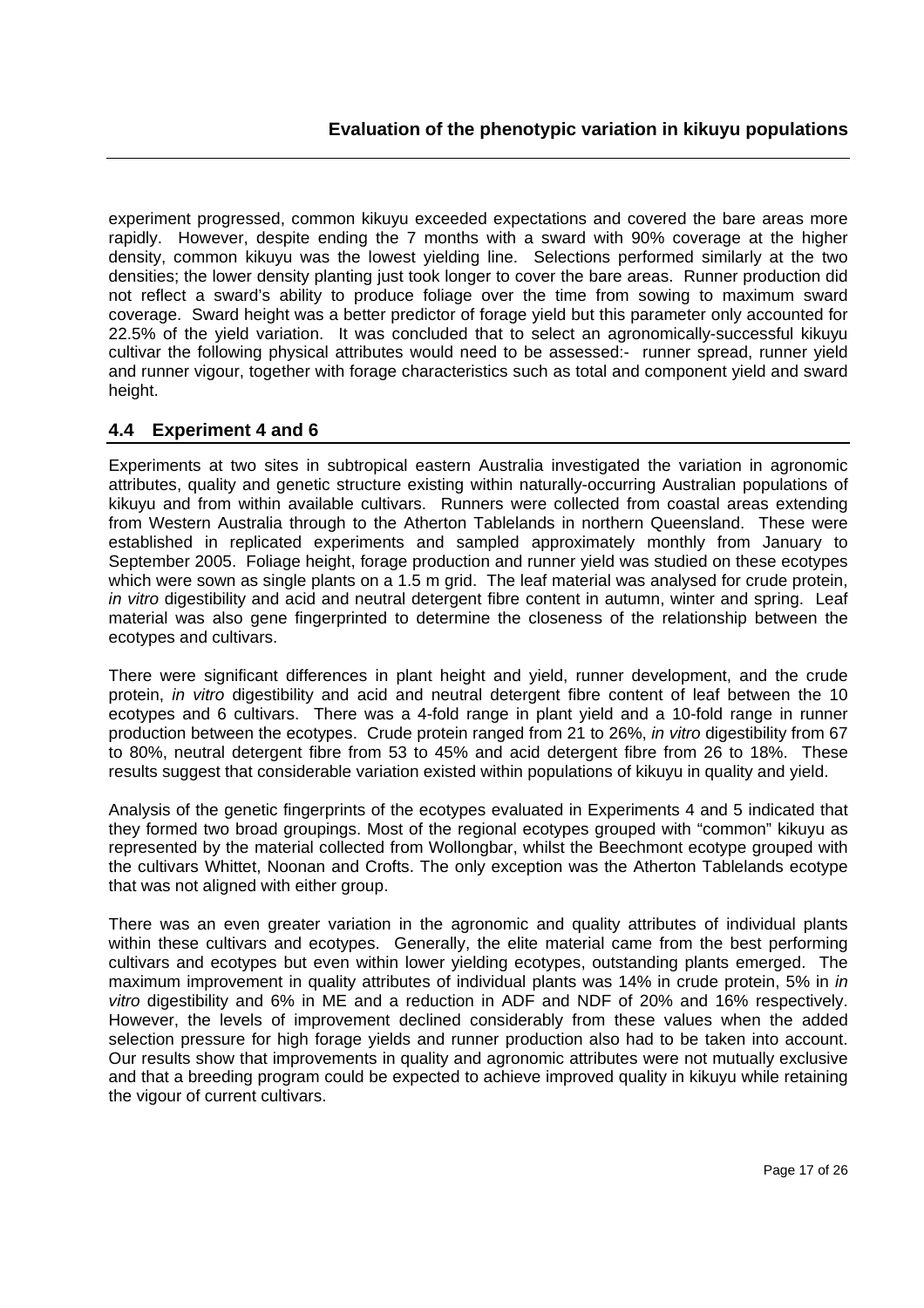experiment progressed, common kikuyu exceeded expectations and covered the bare areas more rapidly. However, despite ending the 7 months with a sward with 90% coverage at the higher density, common kikuyu was the lowest yielding line. Selections performed similarly at the two densities; the lower density planting just took longer to cover the bare areas. Runner production did not reflect a sward's ability to produce foliage over the time from sowing to maximum sward coverage. Sward height was a better predictor of forage yield but this parameter only accounted for 22.5% of the yield variation. It was concluded that to select an agronomically-successful kikuyu cultivar the following physical attributes would need to be assessed:- runner spread, runner yield and runner vigour, together with forage characteristics such as total and component yield and sward height.

## 4.4 Experiment 4 and 6

Experiments at two sites in subtropical eastern Australia investigated the variation in agronomic attributes, quality and genetic structure existing within naturally-occurring Australian populations of kikuyu and from within available cultivars. Runners were collected from coastal areas extending from Western Australia through to the Atherton Tablelands in northern Queensland. These were established in replicated experiments and sampled approximately monthly from January to September 2005. Foliage height, forage production and runner yield was studied on these ecotypes which were sown as single plants on a 1.5 m grid. The leaf material was analysed for crude protein, *in vitro* digestibility and acid and neutral detergent fibre content in autumn, winter and spring. Leaf material was also gene fingerprinted to determine the closeness of the relationship between the ecotypes and cultivars.

There were significant differences in plant height and yield, runner development, and the crude protein, *in vitro* digestibility and acid and neutral detergent fibre content of leaf between the 10 ecotypes and 6 cultivars. There was a 4-fold range in plant yield and a 10-fold range in runner production between the ecotypes. Crude protein ranged from 21 to 26%, *in vitro* digestibility from 67 to 80%, neutral detergent fibre from 53 to 45% and acid detergent fibre from 26 to 18%. These results suggest that considerable variation existed within populations of kikuyu in quality and yield.

Analysis of the genetic fingerprints of the ecotypes evaluated in Experiments 4 and 5 indicated that they formed two broad groupings. Most of the regional ecotypes grouped with "common" kikuyu as represented by the material collected from Wollongbar, whilst the Beechmont ecotype grouped with the cultivars Whittet, Noonan and Crofts. The only exception was the Atherton Tablelands ecotype that was not aligned with either group.

There was an even greater variation in the agronomic and quality attributes of individual plants within these cultivars and ecotypes. Generally, the elite material came from the best performing cultivars and ecotypes but even within lower yielding ecotypes, outstanding plants emerged. The maximum improvement in quality attributes of individual plants was 14% in crude protein, 5% in *in vitro* digestibility and 6% in ME and a reduction in ADF and NDF of 20% and 16% respectively. However, the levels of improvement declined considerably from these values when the added selection pressure for high forage yields and runner production also had to be taken into account. Our results show that improvements in quality and agronomic attributes were not mutually exclusive and that a breeding program could be expected to achieve improved quality in kikuyu while retaining the vigour of current cultivars.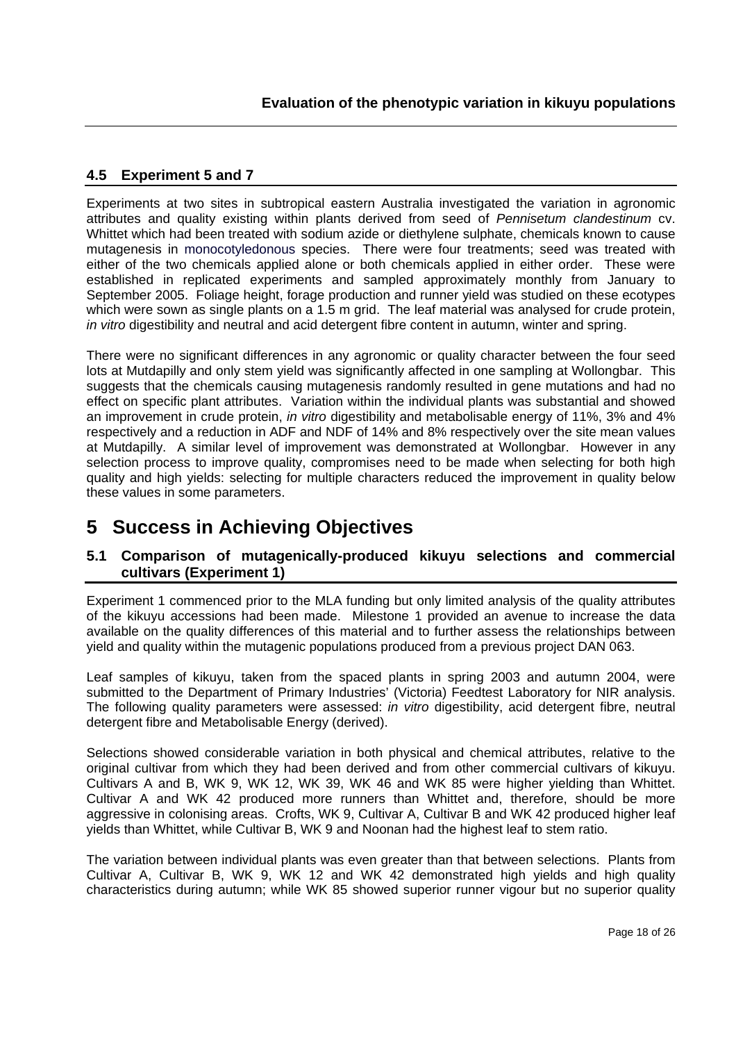## 4.5 Experiment 5 and 7

Experiments at two sites in subtropical eastern Australia investigated the variation in agronomic attributes and quality existing within plants derived from seed of *Pennisetum clandestinum* cv. Whittet which had been treated with sodium azide or diethylene sulphate, chemicals known to cause mutagenesis in monocotyledonous species. There were four treatments; seed was treated with either of the two chemicals applied alone or both chemicals applied in either order. These were established in replicated experiments and sampled approximately monthly from January to September 2005. Foliage height, forage production and runner yield was studied on these ecotypes which were sown as single plants on a 1.5 m grid. The leaf material was analysed for crude protein, *in vitro* digestibility and neutral and acid detergent fibre content in autumn, winter and spring.

There were no significant differences in any agronomic or quality character between the four seed lots at Mutdapilly and only stem yield was significantly affected in one sampling at Wollongbar. This suggests that the chemicals causing mutagenesis randomly resulted in gene mutations and had no effect on specific plant attributes. Variation within the individual plants was substantial and showed an improvement in crude protein, *in vitro* digestibility and metabolisable energy of 11%, 3% and 4% respectively and a reduction in ADF and NDF of 14% and 8% respectively over the site mean values at Mutdapilly. A similar level of improvement was demonstrated at Wollongbar. However in any selection process to improve quality, compromises need to be made when selecting for both high quality and high yields: selecting for multiple characters reduced the improvement in quality below these values in some parameters.

# 5 Success in Achieving Objectives

## 5.1 Comparison of mutagenically-produced kikuyu selections and commercial cultivars (Experiment 1)

Experiment 1 commenced prior to the MLA funding but only limited analysis of the quality attributes of the kikuyu accessions had been made. Milestone 1 provided an avenue to increase the data available on the quality differences of this material and to further assess the relationships between yield and quality within the mutagenic populations produced from a previous project DAN 063.

Leaf samples of kikuyu, taken from the spaced plants in spring 2003 and autumn 2004, were submitted to the Department of Primary Industries' (Victoria) Feedtest Laboratory for NIR analysis. The following quality parameters were assessed: *in vitro* digestibility, acid detergent fibre, neutral detergent fibre and Metabolisable Energy (derived).

Selections showed considerable variation in both physical and chemical attributes, relative to the original cultivar from which they had been derived and from other commercial cultivars of kikuyu. Cultivars A and B, WK 9, WK 12, WK 39, WK 46 and WK 85 were higher yielding than Whittet. Cultivar A and WK 42 produced more runners than Whittet and, therefore, should be more aggressive in colonising areas. Crofts, WK 9, Cultivar A, Cultivar B and WK 42 produced higher leaf yields than Whittet, while Cultivar B, WK 9 and Noonan had the highest leaf to stem ratio.

The variation between individual plants was even greater than that between selections. Plants from Cultivar A, Cultivar B, WK 9, WK 12 and WK 42 demonstrated high yields and high quality characteristics during autumn; while WK 85 showed superior runner vigour but no superior quality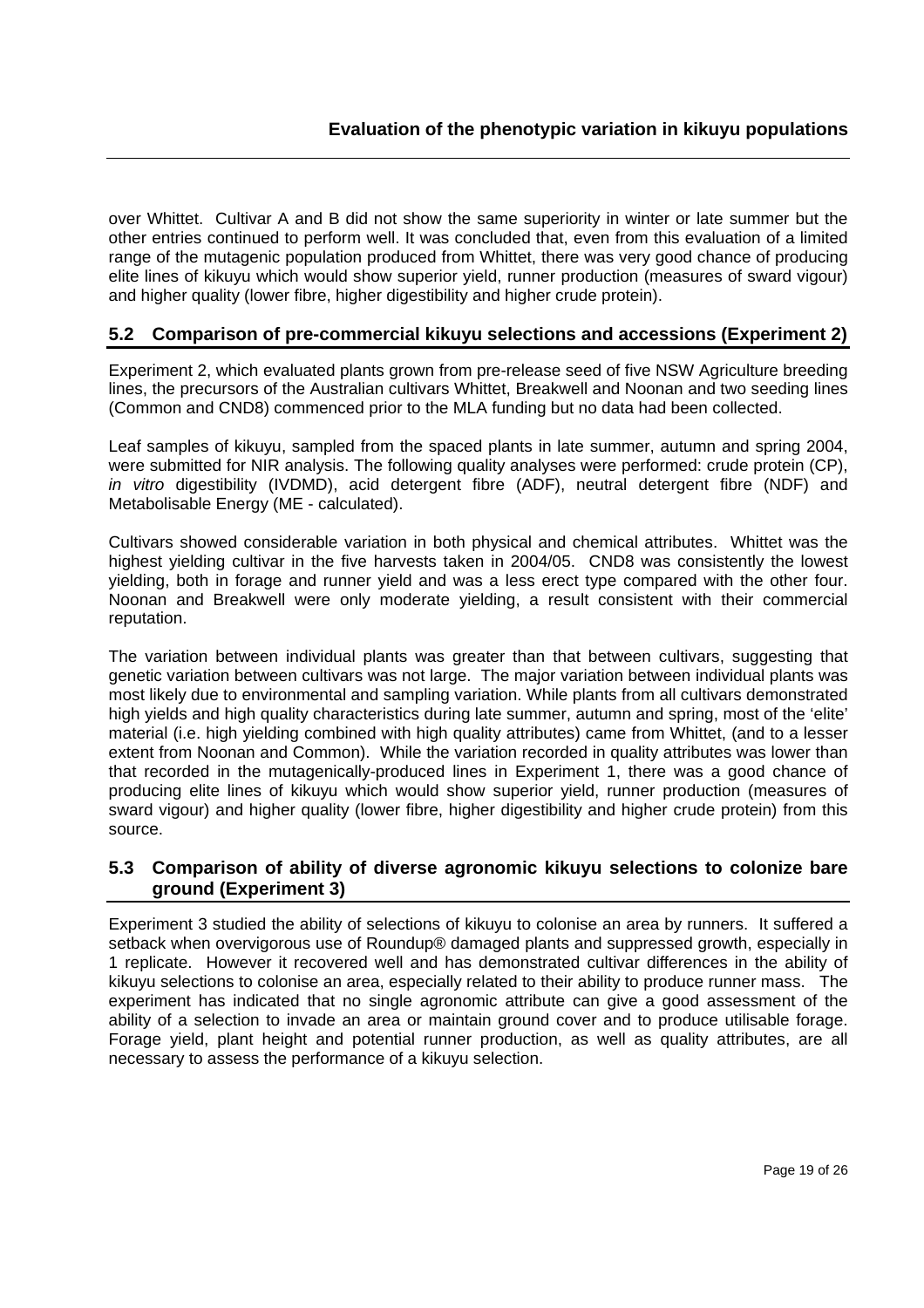over Whittet. Cultivar A and B did not show the same superiority in winter or late summer but the other entries continued to perform well. It was concluded that, even from this evaluation of a limited range of the mutagenic population produced from Whittet, there was very good chance of producing elite lines of kikuyu which would show superior yield, runner production (measures of sward vigour) and higher quality (lower fibre, higher digestibility and higher crude protein).

## 5.2 Comparison of pre-commercial kikuyu selections and accessions (Experiment 2)

Experiment 2, which evaluated plants grown from pre-release seed of five NSW Agriculture breeding lines, the precursors of the Australian cultivars Whittet, Breakwell and Noonan and two seeding lines (Common and CND8) commenced prior to the MLA funding but no data had been collected.

Leaf samples of kikuyu, sampled from the spaced plants in late summer, autumn and spring 2004, were submitted for NIR analysis. The following quality analyses were performed: crude protein (CP), *in vitro* digestibility (IVDMD), acid detergent fibre (ADF), neutral detergent fibre (NDF) and Metabolisable Energy (ME - calculated).

Cultivars showed considerable variation in both physical and chemical attributes. Whittet was the highest yielding cultivar in the five harvests taken in 2004/05. CND8 was consistently the lowest yielding, both in forage and runner yield and was a less erect type compared with the other four. Noonan and Breakwell were only moderate yielding, a result consistent with their commercial reputation.

The variation between individual plants was greater than that between cultivars, suggesting that genetic variation between cultivars was not large. The major variation between individual plants was most likely due to environmental and sampling variation. While plants from all cultivars demonstrated high yields and high quality characteristics during late summer, autumn and spring, most of the 'elite' material (i.e. high yielding combined with high quality attributes) came from Whittet, (and to a lesser extent from Noonan and Common). While the variation recorded in quality attributes was lower than that recorded in the mutagenically-produced lines in Experiment 1, there was a good chance of producing elite lines of kikuyu which would show superior yield, runner production (measures of sward vigour) and higher quality (lower fibre, higher digestibility and higher crude protein) from this source.

## 5.3 Comparison of ability of diverse agronomic kikuyu selections to colonize bare ground (Experiment 3)

Experiment 3 studied the ability of selections of kikuyu to colonise an area by runners. It suffered a setback when overvigorous use of Roundup® damaged plants and suppressed growth, especially in 1 replicate. However it recovered well and has demonstrated cultivar differences in the ability of kikuyu selections to colonise an area, especially related to their ability to produce runner mass. The experiment has indicated that no single agronomic attribute can give a good assessment of the ability of a selection to invade an area or maintain ground cover and to produce utilisable forage. Forage yield, plant height and potential runner production, as well as quality attributes, are all necessary to assess the performance of a kikuyu selection.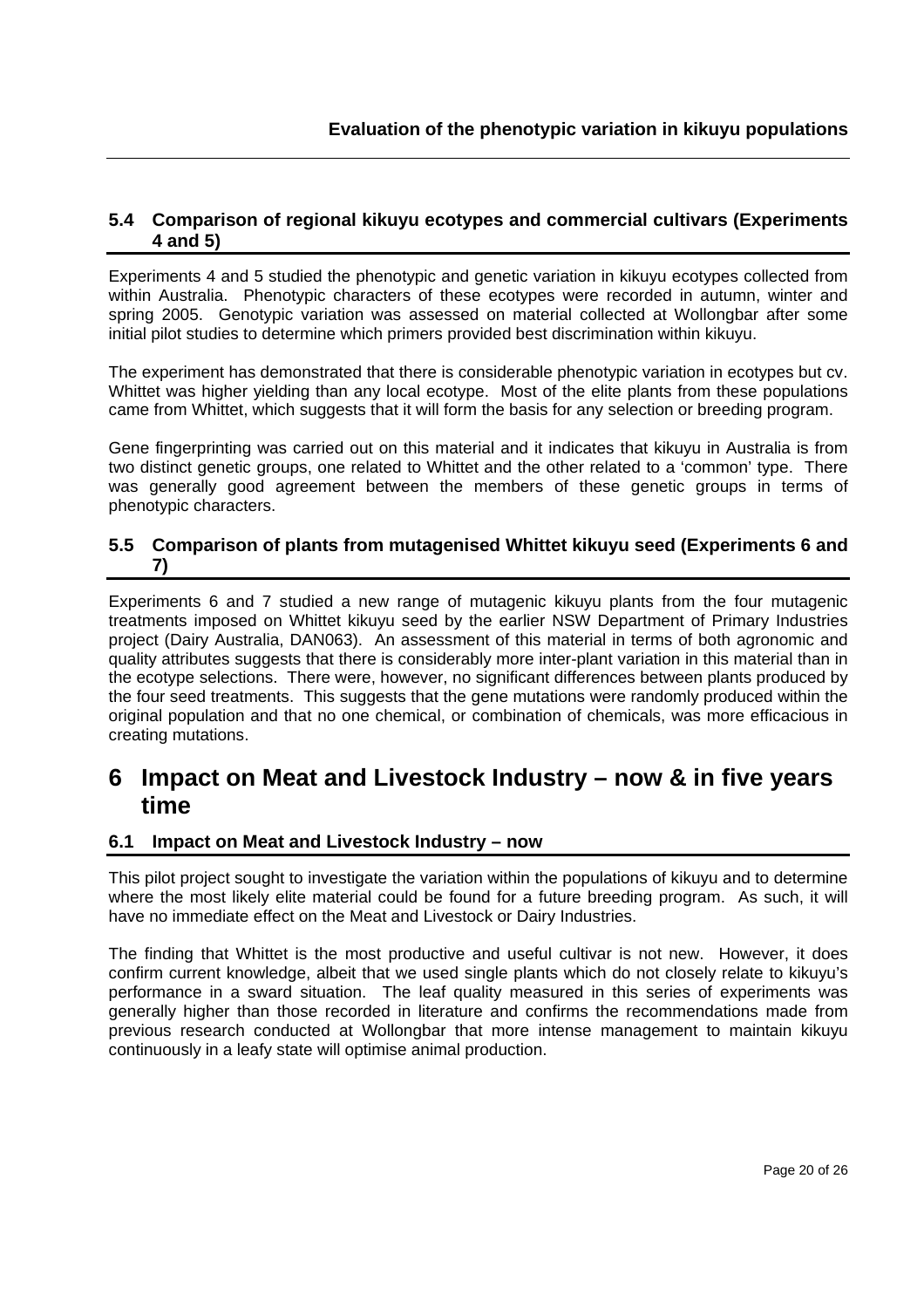### 5.4 Comparison of regional kikuyu ecotypes and commercial cultivars (Experiments 4 and 5)

Experiments 4 and 5 studied the phenotypic and genetic variation in kikuyu ecotypes collected from within Australia. Phenotypic characters of these ecotypes were recorded in autumn, winter and spring 2005. Genotypic variation was assessed on material collected at Wollongbar after some initial pilot studies to determine which primers provided best discrimination within kikuyu.

The experiment has demonstrated that there is considerable phenotypic variation in ecotypes but cv. Whittet was higher yielding than any local ecotype. Most of the elite plants from these populations came from Whittet, which suggests that it will form the basis for any selection or breeding program.

Gene fingerprinting was carried out on this material and it indicates that kikuyu in Australia is from two distinct genetic groups, one related to Whittet and the other related to a 'common' type. There was generally good agreement between the members of these genetic groups in terms of phenotypic characters.

### 5.5 Comparison of plants from mutagenised Whittet kikuyu seed (Experiments 6 and 7)

Experiments 6 and 7 studied a new range of mutagenic kikuyu plants from the four mutagenic treatments imposed on Whittet kikuyu seed by the earlier NSW Department of Primary Industries project (Dairy Australia, DAN063). An assessment of this material in terms of both agronomic and quality attributes suggests that there is considerably more inter-plant variation in this material than in the ecotype selections. There were, however, no significant differences between plants produced by the four seed treatments. This suggests that the gene mutations were randomly produced within the original population and that no one chemical, or combination of chemicals, was more efficacious in creating mutations.

# 6 Impact on Meat and Livestock Industry – now & in five years time

### 6.1 Impact on Meat and Livestock Industry – now

This pilot project sought to investigate the variation within the populations of kikuyu and to determine where the most likely elite material could be found for a future breeding program. As such, it will have no immediate effect on the Meat and Livestock or Dairy Industries.

The finding that Whittet is the most productive and useful cultivar is not new. However, it does confirm current knowledge, albeit that we used single plants which do not closely relate to kikuyu's performance in a sward situation. The leaf quality measured in this series of experiments was generally higher than those recorded in literature and confirms the recommendations made from previous research conducted at Wollongbar that more intense management to maintain kikuyu continuously in a leafy state will optimise animal production.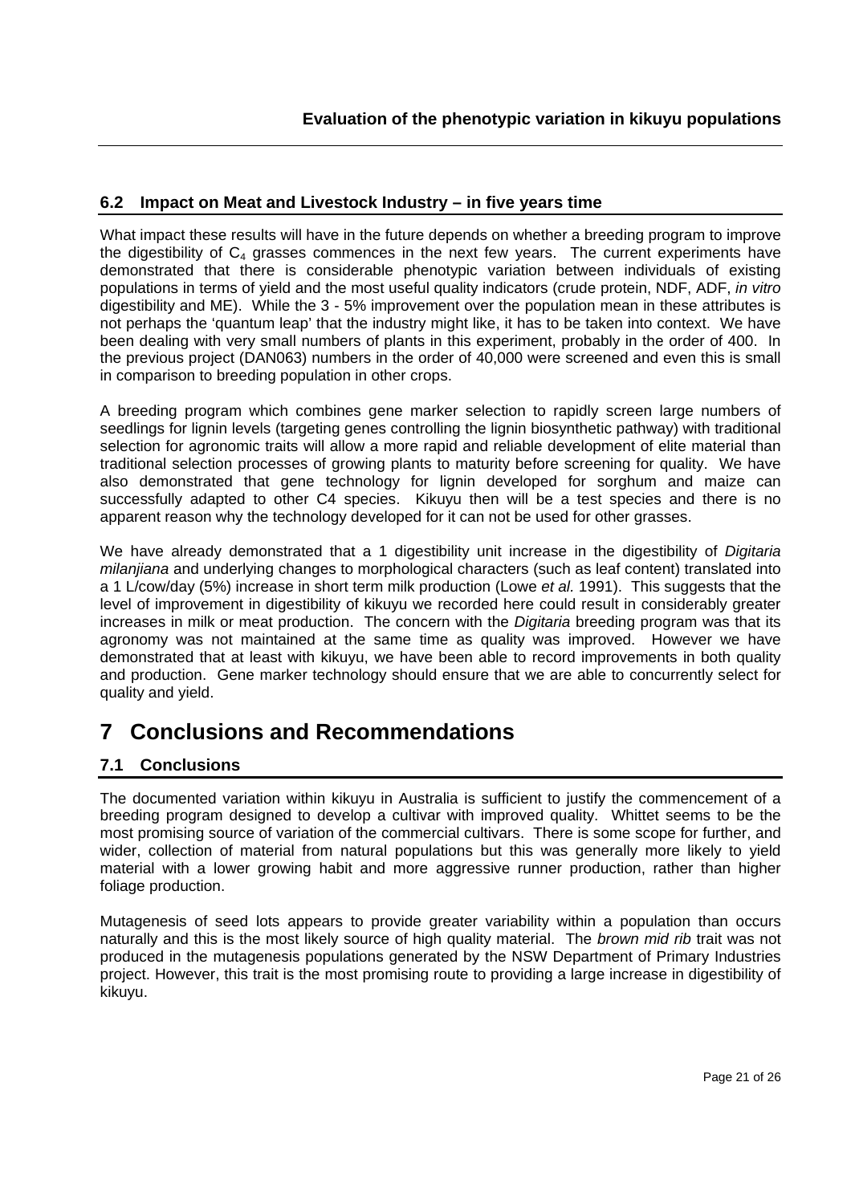### 6.2 Impact on Meat and Livestock Industry – in five years time

What impact these results will have in the future depends on whether a breeding program to improve the digestibility of $C_4$ grasses commences in the next few years. The current experiments have demonstrated that there is considerable phenotypic variation between individuals of existing populations in terms of yield and the most useful quality indicators (crude protein, NDF, ADF, *in vitro* digestibility and ME). While the 3 - 5% improvement over the population mean in these attributes is not perhaps the 'quantum leap' that the industry might like, it has to be taken into context. We have been dealing with very small numbers of plants in this experiment, probably in the order of 400. In the previous project (DAN063) numbers in the order of 40,000 were screened and even this is small in comparison to breeding population in other crops.

A breeding program which combines gene marker selection to rapidly screen large numbers of seedlings for lignin levels (targeting genes controlling the lignin biosynthetic pathway) with traditional selection for agronomic traits will allow a more rapid and reliable development of elite material than traditional selection processes of growing plants to maturity before screening for quality. We have also demonstrated that gene technology for lignin developed for sorghum and maize can successfully adapted to other C4 species. Kikuyu then will be a test species and there is no apparent reason why the technology developed for it can not be used for other grasses.

We have already demonstrated that a 1 digestibility unit increase in the digestibility of *Digitaria milanjiana* and underlying changes to morphological characters (such as leaf content) translated into a 1 L/cow/day (5%) increase in short term milk production (Lowe *et al.* 1991). This suggests that the level of improvement in digestibility of kikuyu we recorded here could result in considerably greater increases in milk or meat production. The concern with the *Digitaria* breeding program was that its agronomy was not maintained at the same time as quality was improved. However we have demonstrated that at least with kikuyu, we have been able to record improvements in both quality and production. Gene marker technology should ensure that we are able to concurrently select for quality and yield.

# 7 Conclusions and Recommendations

### 7.1 Conclusions

The documented variation within kikuyu in Australia is sufficient to justify the commencement of a breeding program designed to develop a cultivar with improved quality. Whittet seems to be the most promising source of variation of the commercial cultivars. There is some scope for further, and wider, collection of material from natural populations but this was generally more likely to yield material with a lower growing habit and more aggressive runner production, rather than higher foliage production.

Mutagenesis of seed lots appears to provide greater variability within a population than occurs naturally and this is the most likely source of high quality material. The *brown mid rib* trait was not produced in the mutagenesis populations generated by the NSW Department of Primary Industries project. However, this trait is the most promising route to providing a large increase in digestibility of kikuyu.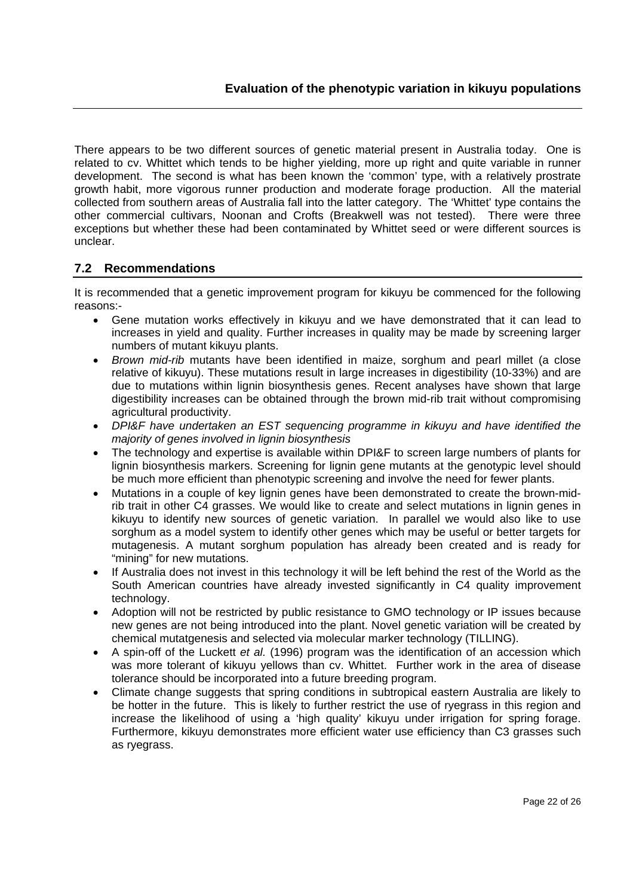There appears to be two different sources of genetic material present in Australia today. One is related to cv. Whittet which tends to be higher yielding, more up right and quite variable in runner development. The second is what has been known the 'common' type, with a relatively prostrate growth habit, more vigorous runner production and moderate forage production. All the material collected from southern areas of Australia fall into the latter category. The 'Whittet' type contains the other commercial cultivars, Noonan and Crofts (Breakwell was not tested). There were three exceptions but whether these had been contaminated by Whittet seed or were different sources is unclear.

## 7.2 Recommendations

It is recommended that a genetic improvement program for kikuyu be commenced for the following reasons:-

- Gene mutation works effectively in kikuyu and we have demonstrated that it can lead to increases in yield and quality. Further increases in quality may be made by screening larger numbers of mutant kikuyu plants.
- *Brown mid-rib* mutants have been identified in maize, sorghum and pearl millet (a close relative of kikuyu). These mutations result in large increases in digestibility (10-33%) and are due to mutations within lignin biosynthesis genes. Recent analyses have shown that large digestibility increases can be obtained through the brown mid-rib trait without compromising agricultural productivity.
- *DPI&F have undertaken an EST sequencing programme in kikuyu and have identified the majority of genes involved in lignin biosynthesis*
- The technology and expertise is available within DPI&F to screen large numbers of plants for lignin biosynthesis markers. Screening for lignin gene mutants at the genotypic level should be much more efficient than phenotypic screening and involve the need for fewer plants.
- Mutations in a couple of key lignin genes have been demonstrated to create the brown-mid-rib trait in other C4 grasses. We would like to create and select mutations in lignin genes in kikuyu to identify new sources of genetic variation. In parallel we would also like to use sorghum as a model system to identify other genes which may be useful or better targets for mutagenesis. A mutant sorghum population has already been created and is ready for "mining" for new mutations.
- If Australia does not invest in this technology it will be left behind the rest of the World as the South American countries have already invested significantly in C4 quality improvement technology.
- Adoption will not be restricted by public resistance to GMO technology or IP issues because new genes are not being introduced into the plant. Novel genetic variation will be created by chemical mutatgenesis and selected via molecular marker technology (TILLING).
- A spin-off of the Luckett *et al.* (1996) program was the identification of an accession which was more tolerant of kikuyu yellows than cv. Whittet. Further work in the area of disease tolerance should be incorporated into a future breeding program.
- Climate change suggests that spring conditions in subtropical eastern Australia are likely to be hotter in the future. This is likely to further restrict the use of ryegrass in this region and increase the likelihood of using a 'high quality' kikuyu under irrigation for spring forage. Furthermore, kikuyu demonstrates more efficient water use efficiency than C3 grasses such as ryegrass.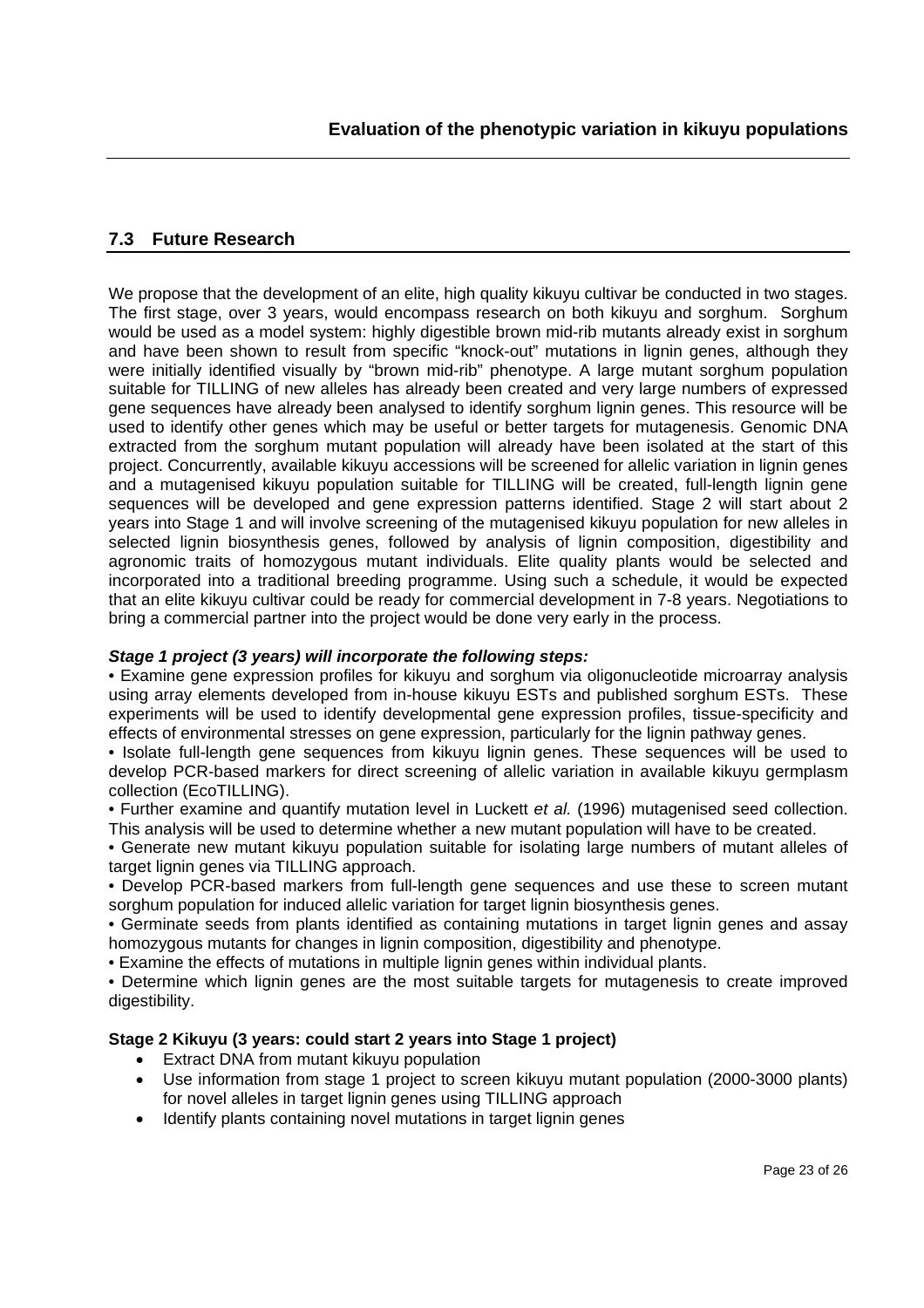## 7.3 Future Research

We propose that the development of an elite, high quality kikuyu cultivar be conducted in two stages. The first stage, over 3 years, would encompass research on both kikuyu and sorghum. Sorghum would be used as a model system: highly digestible brown mid-rib mutants already exist in sorghum and have been shown to result from specific "knock-out" mutations in lignin genes, although they were initially identified visually by "brown mid-rib" phenotype. A large mutant sorghum population suitable for TILLING of new alleles has already been created and very large numbers of expressed gene sequences have already been analysed to identify sorghum lignin genes. This resource will be used to identify other genes which may be useful or better targets for mutagenesis. Genomic DNA extracted from the sorghum mutant population will already have been isolated at the start of this project. Concurrently, available kikuyu accessions will be screened for allelic variation in lignin genes and a mutagenised kikuyu population suitable for TILLING will be created, full-length lignin gene sequences will be developed and gene expression patterns identified. Stage 2 will start about 2 years into Stage 1 and will involve screening of the mutagenised kikuyu population for new alleles in selected lignin biosynthesis genes, followed by analysis of lignin composition, digestibility and agronomic traits of homozygous mutant individuals. Elite quality plants would be selected and incorporated into a traditional breeding programme. Using such a schedule, it would be expected that an elite kikuyu cultivar could be ready for commercial development in 7-8 years. Negotiations to bring a commercial partner into the project would be done very early in the process.

***Stage 1 project (3 years) will incorporate the following steps:***

• Examine gene expression profiles for kikuyu and sorghum via oligonucleotide microarray analysis using array elements developed from in-house kikuyu ESTs and published sorghum ESTs. These experiments will be used to identify developmental gene expression profiles, tissue-specificity and effects of environmental stresses on gene expression, particularly for the lignin pathway genes.

• Isolate full-length gene sequences from kikuyu lignin genes. These sequences will be used to develop PCR-based markers for direct screening of allelic variation in available kikuyu germplasm collection (EcoTILLING).

• Further examine and quantify mutation level in Luckett *et al.* (1996) mutagenised seed collection. This analysis will be used to determine whether a new mutant population will have to be created.

• Generate new mutant kikuyu population suitable for isolating large numbers of mutant alleles of target lignin genes via TILLING approach.

• Develop PCR-based markers from full-length gene sequences and use these to screen mutant sorghum population for induced allelic variation for target lignin biosynthesis genes.

• Germinate seeds from plants identified as containing mutations in target lignin genes and assay homozygous mutants for changes in lignin composition, digestibility and phenotype.

• Examine the effects of mutations in multiple lignin genes within individual plants.

• Determine which lignin genes are the most suitable targets for mutagenesis to create improved digestibility.

**Stage 2 Kikuyu (3 years: could start 2 years into Stage 1 project)**

- Extract DNA from mutant kikuyu population
- Use information from stage 1 project to screen kikuyu mutant population (2000-3000 plants) for novel alleles in target lignin genes using TILLING approach
- Identify plants containing novel mutations in target lignin genes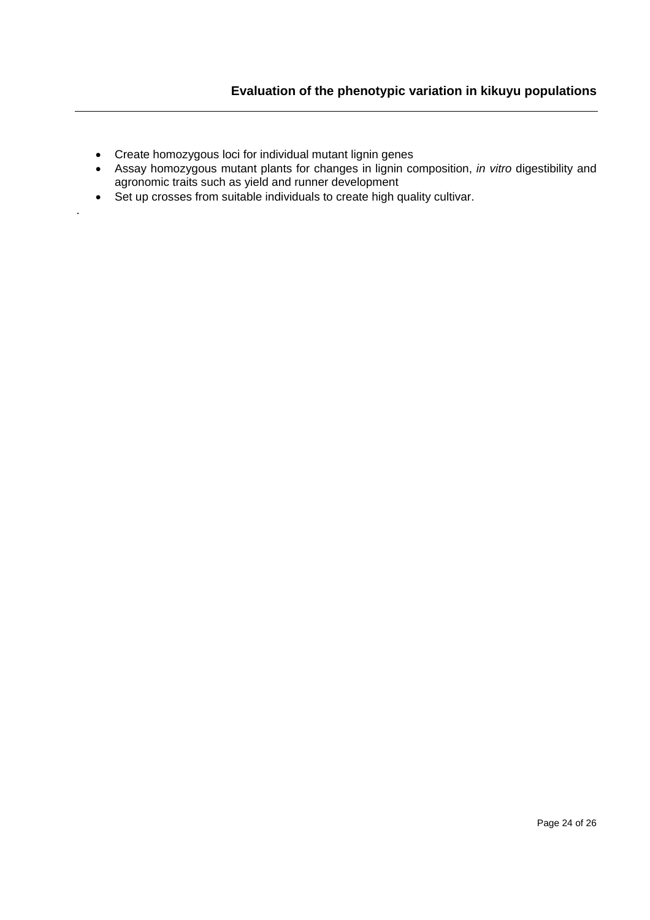- Create homozygous loci for individual mutant lignin genes
- Assay homozygous mutant plants for changes in lignin composition, *in vitro* digestibility and agronomic traits such as yield and runner development
- Set up crosses from suitable individuals to create high quality cultivar.

.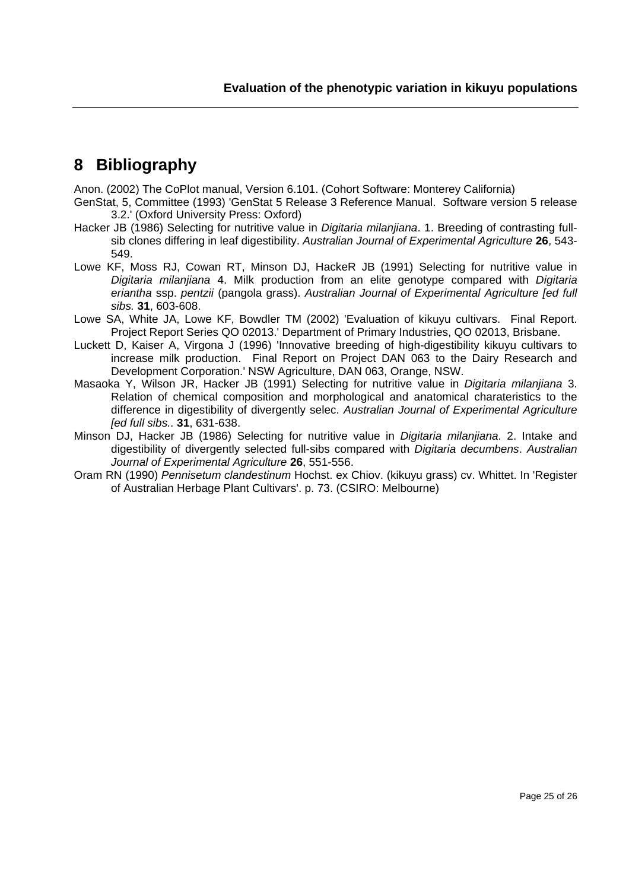# 8 Bibliography

Anon. (2002) The CoPlot manual, Version 6.101. (Cohort Software: Monterey California)

GenStat, 5, Committee (1993) 'GenStat 5 Release 3 Reference Manual. Software version 5 release 3.2.' (Oxford University Press: Oxford)

Hacker JB (1986) Selecting for nutritive value in *Digitaria milanjiana*. 1. Breeding of contrasting full-sib clones differing in leaf digestibility. *Australian Journal of Experimental Agriculture* **26**, 543-549.

Lowe KF, Moss RJ, Cowan RT, Minson DJ, HackeR JB (1991) Selecting for nutritive value in *Digitaria milanjiana* 4. Milk production from an elite genotype compared with *Digitaria eriantha* ssp. *pentzii* (pangola grass). *Australian Journal of Experimental Agriculture [ed full sibs.* **31**, 603-608.

Lowe SA, White JA, Lowe KF, Bowdler TM (2002) 'Evaluation of kikuyu cultivars. Final Report. Project Report Series QO 02013.' Department of Primary Industries, QO 02013, Brisbane.

Luckett D, Kaiser A, Virgona J (1996) 'Innovative breeding of high-digestibility kikuyu cultivars to increase milk production. Final Report on Project DAN 063 to the Dairy Research and Development Corporation.' NSW Agriculture, DAN 063, Orange, NSW.

Masaoka Y, Wilson JR, Hacker JB (1991) Selecting for nutritive value in *Digitaria milanjiana* 3. Relation of chemical composition and morphological and anatomical charateristics to the difference in digestibility of divergently selec. *Australian Journal of Experimental Agriculture [ed full sibs..* **31**, 631-638.

Minson DJ, Hacker JB (1986) Selecting for nutritive value in *Digitaria milanjiana*. 2. Intake and digestibility of divergently selected full-sibs compared with *Digitaria decumbens*. *Australian Journal of Experimental Agriculture* **26**, 551-556.

Oram RN (1990) *Pennisetum clandestinum* Hochst. ex Chiov. (kikuyu grass) cv. Whittet. In 'Register of Australian Herbage Plant Cultivars'. p. 73. (CSIRO: Melbourne)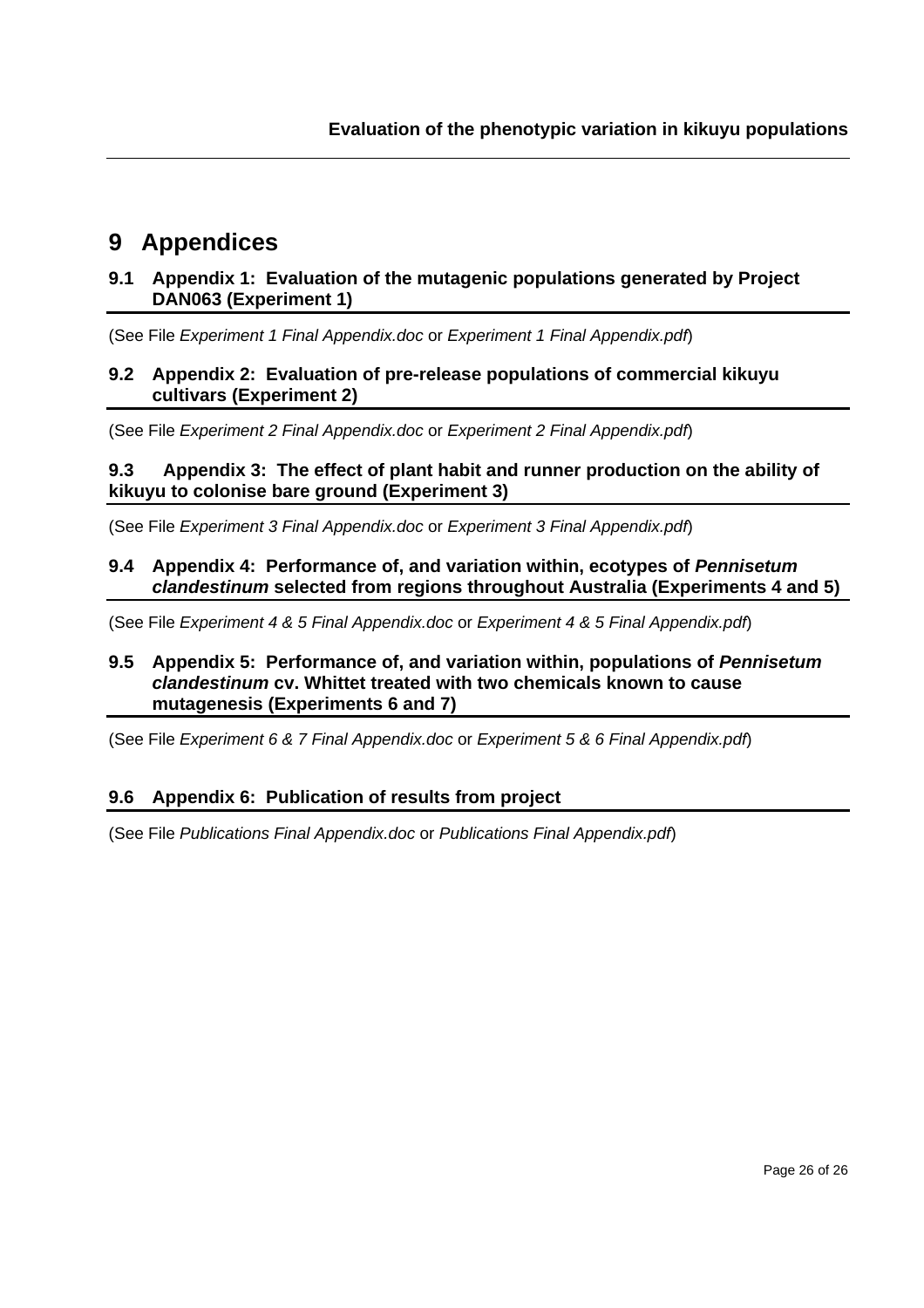# 9 Appendices

### 9.1 Appendix 1: Evaluation of the mutagenic populations generated by Project DAN063 (Experiment 1)

(See File *Experiment 1 Final Appendix.doc* or *Experiment 1 Final Appendix.pdf*)

### 9.2 Appendix 2: Evaluation of pre-release populations of commercial kikuyu cultivars (Experiment 2)

(See File *Experiment 2 Final Appendix.doc* or *Experiment 2 Final Appendix.pdf*)

### 9.3 Appendix 3: The effect of plant habit and runner production on the ability of kikuyu to colonise bare ground (Experiment 3)

(See File *Experiment 3 Final Appendix.doc* or *Experiment 3 Final Appendix.pdf*)

### 9.4 Appendix 4: Performance of, and variation within, ecotypes of *Pennisetum clandestinum* selected from regions throughout Australia (Experiments 4 and 5)

(See File *Experiment 4 & 5 Final Appendix.doc* or *Experiment 4 & 5 Final Appendix.pdf*)

### 9.5 Appendix 5: Performance of, and variation within, populations of *Pennisetum clandestinum* cv. Whittet treated with two chemicals known to cause mutagenesis (Experiments 6 and 7)

(See File *Experiment 6 & 7 Final Appendix.doc* or *Experiment 5 & 6 Final Appendix.pdf*)

### 9.6 Appendix 6: Publication of results from project

(See File *Publications Final Appendix.doc* or *Publications Final Appendix.pdf*)